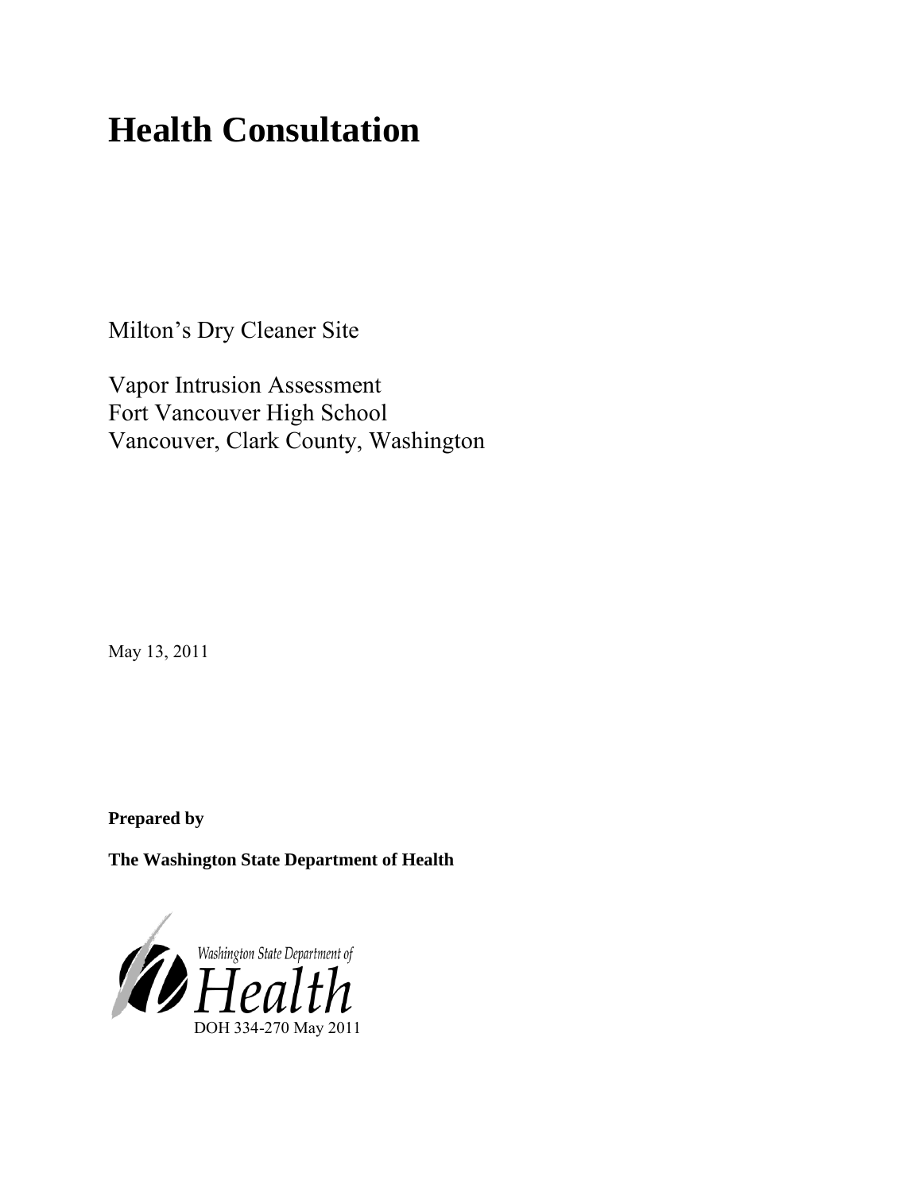# Health Consultation

Milton's Dry Cleaner Site

Vapor Intrusion Assessment
Fort Vancouver High School
Vancouver, Clark County, Washington

May 13, 2011

**Prepared by**

**The Washington State Department of Health**

Washington State Department of Health

DOH 334-270 May 2011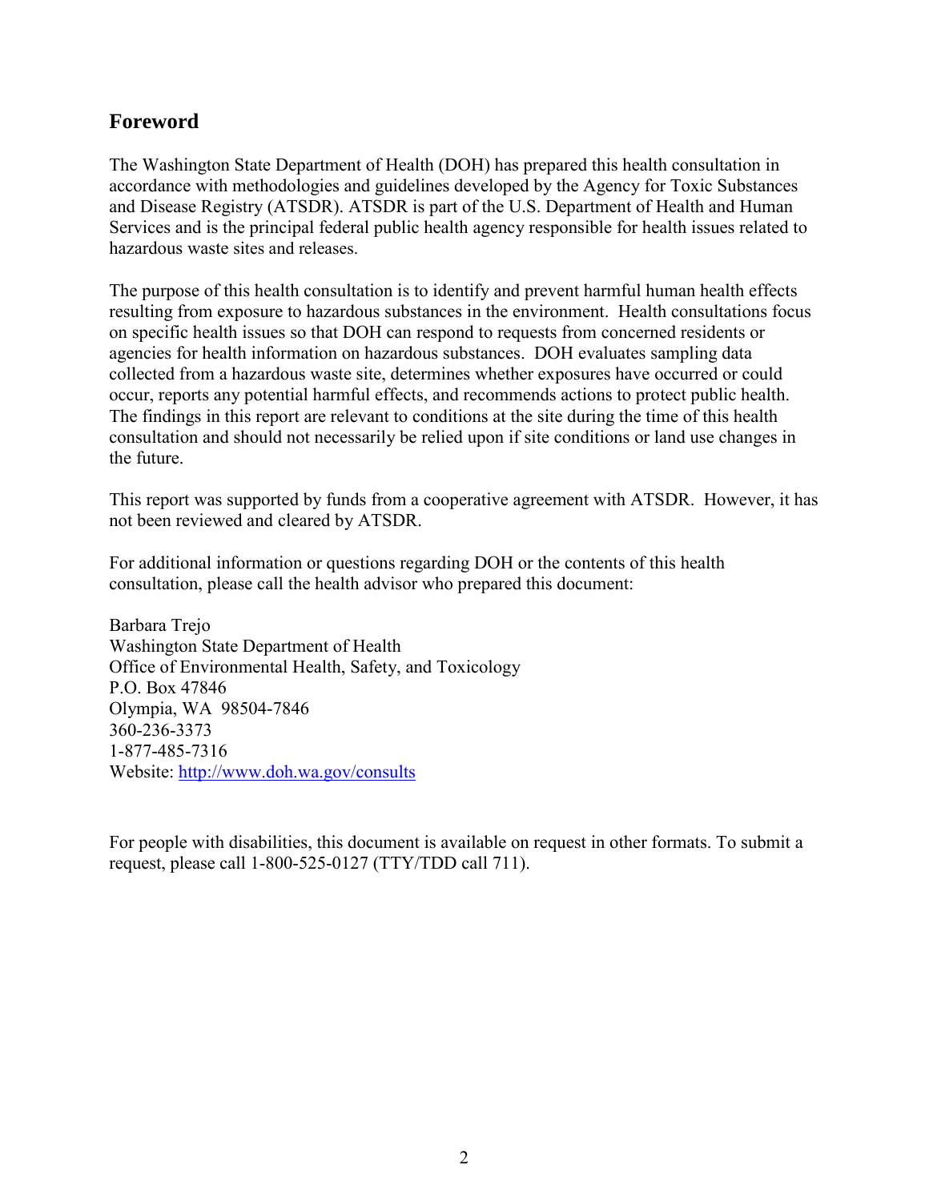## Foreword

The Washington State Department of Health (DOH) has prepared this health consultation in accordance with methodologies and guidelines developed by the Agency for Toxic Substances and Disease Registry (ATSDR). ATSDR is part of the U.S. Department of Health and Human Services and is the principal federal public health agency responsible for health issues related to hazardous waste sites and releases.

The purpose of this health consultation is to identify and prevent harmful human health effects resulting from exposure to hazardous substances in the environment. Health consultations focus on specific health issues so that DOH can respond to requests from concerned residents or agencies for health information on hazardous substances. DOH evaluates sampling data collected from a hazardous waste site, determines whether exposures have occurred or could occur, reports any potential harmful effects, and recommends actions to protect public health. The findings in this report are relevant to conditions at the site during the time of this health consultation and should not necessarily be relied upon if site conditions or land use changes in the future.

This report was supported by funds from a cooperative agreement with ATSDR. However, it has not been reviewed and cleared by ATSDR.

For additional information or questions regarding DOH or the contents of this health consultation, please call the health advisor who prepared this document:

Barbara Trejo
Washington State Department of Health
Office of Environmental Health, Safety, and Toxicology
P.O. Box 47846
Olympia, WA 98504-7846
360-236-3373
1-877-485-7316
Website: [http://www.doh.wa.gov/consults](http://www.doh.wa.gov/consults)

For people with disabilities, this document is available on request in other formats. To submit a request, please call 1-800-525-0127 (TTY/TDD call 711).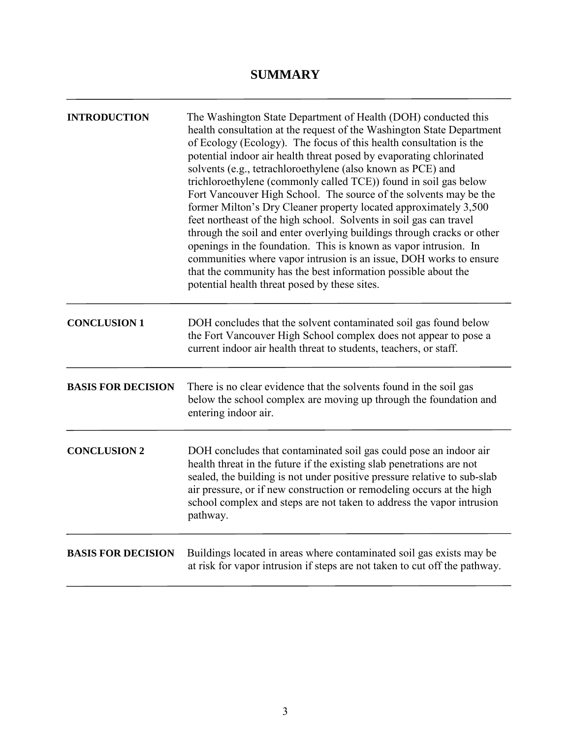# SUMMARY

| | |
|---|---|
| **INTRODUCTION** | The Washington State Department of Health (DOH) conducted this health consultation at the request of the Washington State Department of Ecology (Ecology). The focus of this health consultation is the potential indoor air health threat posed by evaporating chlorinated solvents (e.g., tetrachloroethylene (also known as PCE) and trichloroethylene (commonly called TCE)) found in soil gas below Fort Vancouver High School. The source of the solvents may be the former Milton's Dry Cleaner property located approximately 3,500 feet northeast of the high school. Solvents in soil gas can travel through the soil and enter overlying buildings through cracks or other openings in the foundation. This is known as vapor intrusion. In communities where vapor intrusion is an issue, DOH works to ensure that the community has the best information possible about the potential health threat posed by these sites. |
| **CONCLUSION 1** | DOH concludes that the solvent contaminated soil gas found below the Fort Vancouver High School complex does not appear to pose a current indoor air health threat to students, teachers, or staff. |
| **BASIS FOR DECISION** | There is no clear evidence that the solvents found in the soil gas below the school complex are moving up through the foundation and entering indoor air. |
| **CONCLUSION 2** | DOH concludes that contaminated soil gas could pose an indoor air health threat in the future if the existing slab penetrations are not sealed, the building is not under positive pressure relative to sub-slab air pressure, or if new construction or remodeling occurs at the high school complex and steps are not taken to address the vapor intrusion pathway. |
| **BASIS FOR DECISION** | Buildings located in areas where contaminated soil gas exists may be at risk for vapor intrusion if steps are not taken to cut off the pathway. |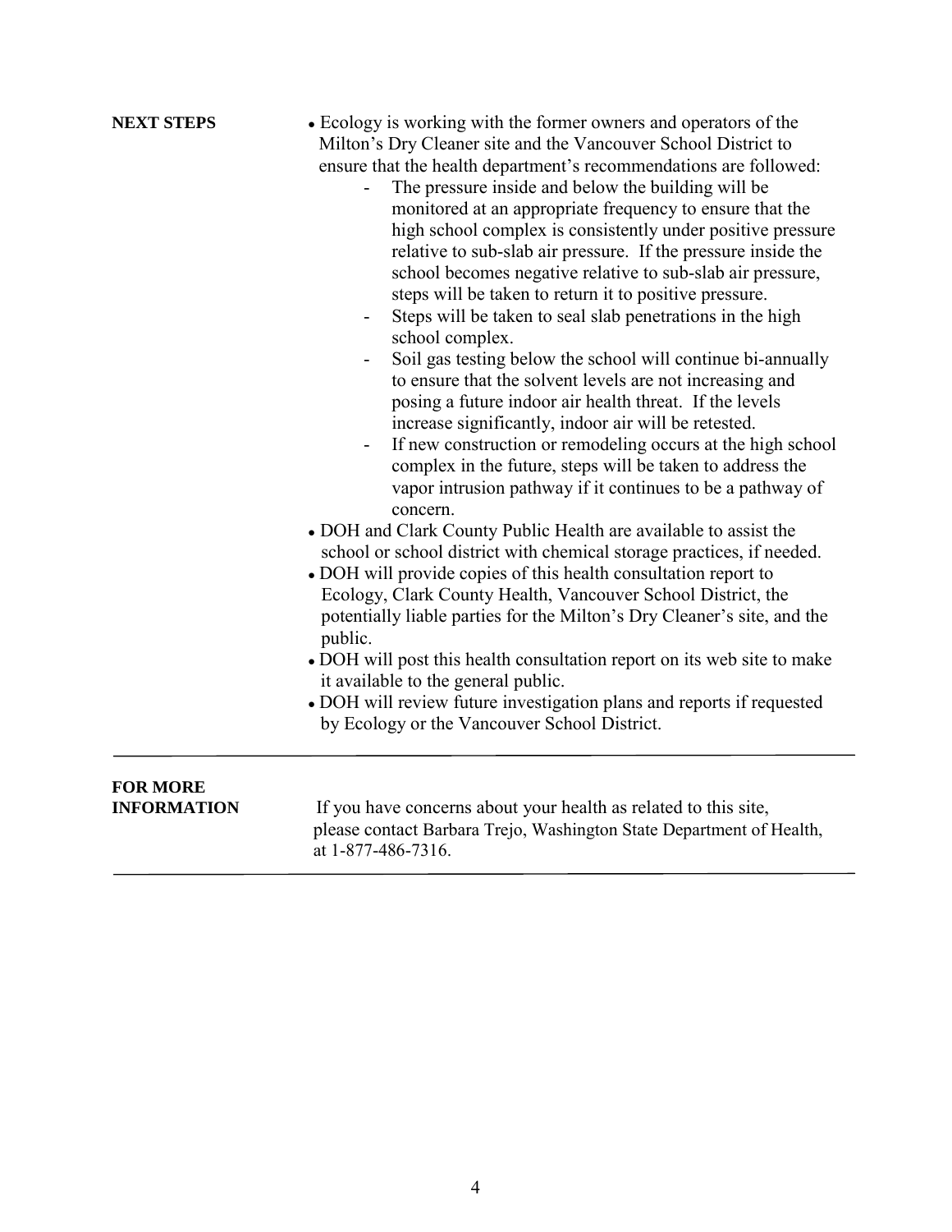**NEXT STEPS**

- Ecology is working with the former owners and operators of the Milton's Dry Cleaner site and the Vancouver School District to ensure that the health department's recommendations are followed:
  - The pressure inside and below the building will be monitored at an appropriate frequency to ensure that the high school complex is consistently under positive pressure relative to sub-slab air pressure. If the pressure inside the school becomes negative relative to sub-slab air pressure, steps will be taken to return it to positive pressure.
  - Steps will be taken to seal slab penetrations in the high school complex.
  - Soil gas testing below the school will continue bi-annually to ensure that the solvent levels are not increasing and posing a future indoor air health threat. If the levels increase significantly, indoor air will be retested.
  - If new construction or remodeling occurs at the high school complex in the future, steps will be taken to address the vapor intrusion pathway if it continues to be a pathway of concern.
- DOH and Clark County Public Health are available to assist the school or school district with chemical storage practices, if needed.
- DOH will provide copies of this health consultation report to Ecology, Clark County Health, Vancouver School District, the potentially liable parties for the Milton's Dry Cleaner's site, and the public.
- DOH will post this health consultation report on its web site to make it available to the general public.
- DOH will review future investigation plans and reports if requested by Ecology or the Vancouver School District.

---

**FOR MORE INFORMATION**

If you have concerns about your health as related to this site, please contact Barbara Trejo, Washington State Department of Health, at 1-877-486-7316.

---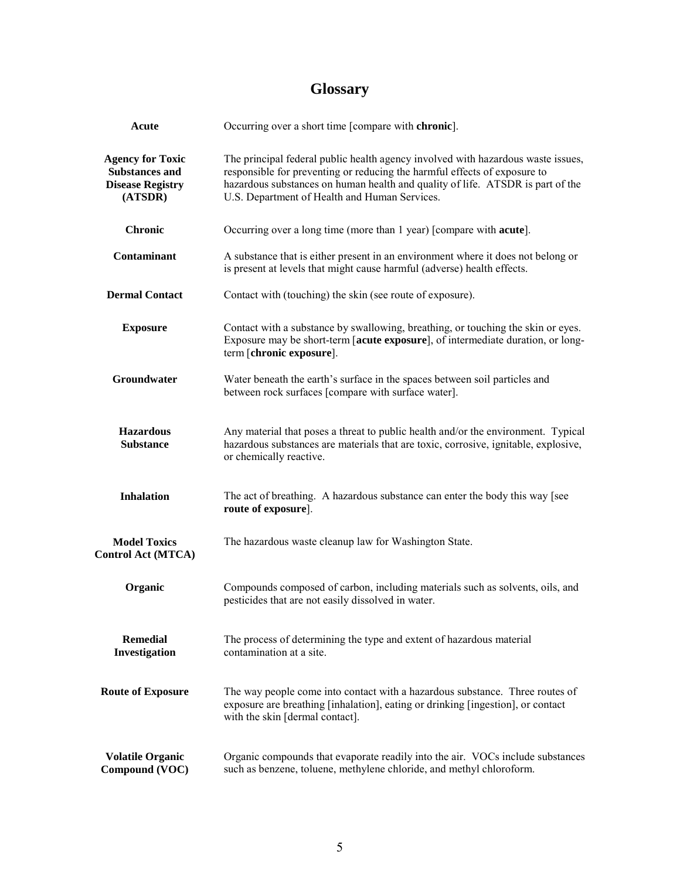# Glossary

**Acute**
Occurring over a short time [compare with **chronic**].

**Agency for Toxic Substances and Disease Registry (ATSDR)**
The principal federal public health agency involved with hazardous waste issues, responsible for preventing or reducing the harmful effects of exposure to hazardous substances on human health and quality of life. ATSDR is part of the U.S. Department of Health and Human Services.

**Chronic**
Occurring over a long time (more than 1 year) [compare with **acute**].

**Contaminant**
A substance that is either present in an environment where it does not belong or is present at levels that might cause harmful (adverse) health effects.

**Dermal Contact**
Contact with (touching) the skin (see route of exposure).

**Exposure**
Contact with a substance by swallowing, breathing, or touching the skin or eyes. Exposure may be short-term [**acute exposure**], of intermediate duration, or long-term [**chronic exposure**].

**Groundwater**
Water beneath the earth's surface in the spaces between soil particles and between rock surfaces [compare with surface water].

**Hazardous Substance**
Any material that poses a threat to public health and/or the environment. Typical hazardous substances are materials that are toxic, corrosive, ignitable, explosive, or chemically reactive.

**Inhalation**
The act of breathing. A hazardous substance can enter the body this way [see **route of exposure**].

**Model Toxics Control Act (MTCA)**
The hazardous waste cleanup law for Washington State.

**Organic**
Compounds composed of carbon, including materials such as solvents, oils, and pesticides that are not easily dissolved in water.

**Remedial Investigation**
The process of determining the type and extent of hazardous material contamination at a site.

**Route of Exposure**
The way people come into contact with a hazardous substance. Three routes of exposure are breathing [inhalation], eating or drinking [ingestion], or contact with the skin [dermal contact].

**Volatile Organic Compound (VOC)**
Organic compounds that evaporate readily into the air. VOCs include substances such as benzene, toluene, methylene chloride, and methyl chloroform.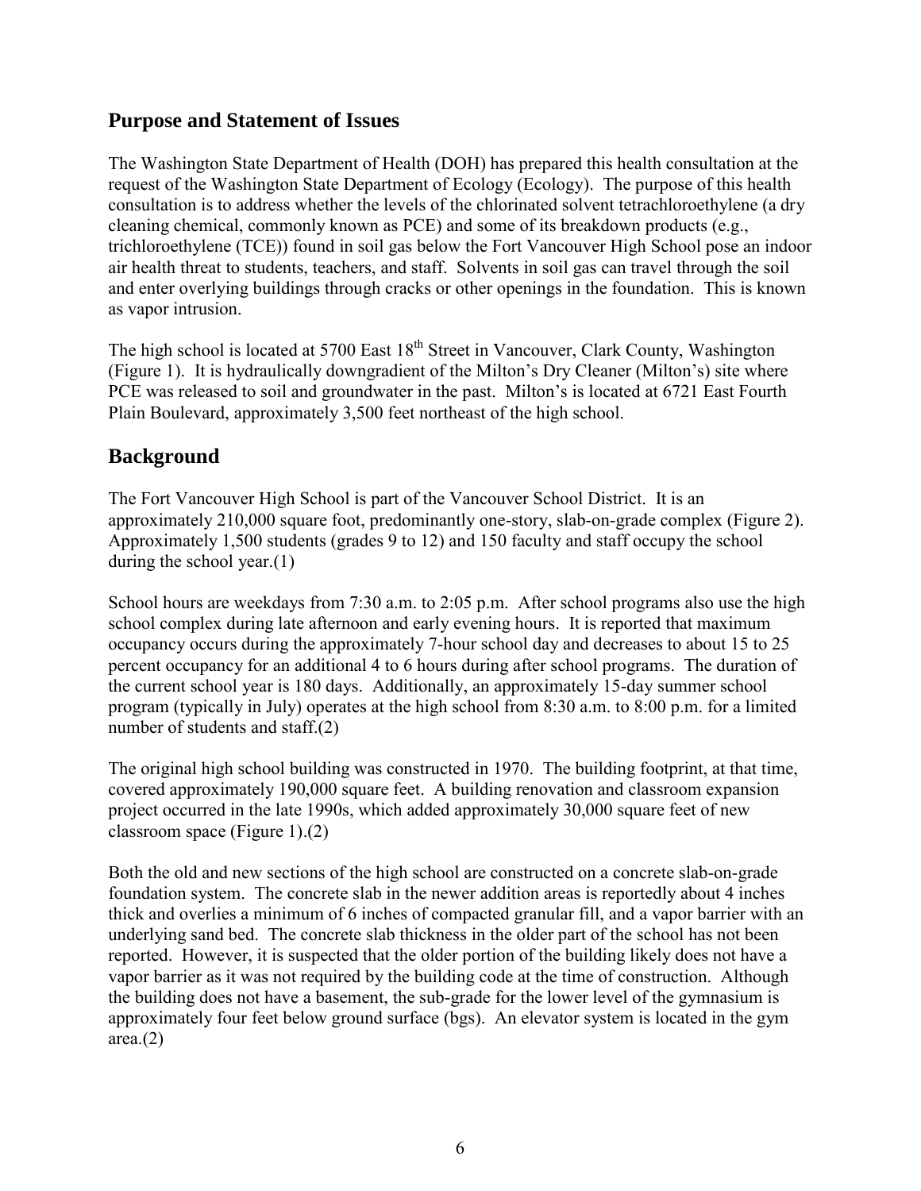## Purpose and Statement of Issues

The Washington State Department of Health (DOH) has prepared this health consultation at the request of the Washington State Department of Ecology (Ecology). The purpose of this health consultation is to address whether the levels of the chlorinated solvent tetrachloroethylene (a dry cleaning chemical, commonly known as PCE) and some of its breakdown products (e.g., trichloroethylene (TCE)) found in soil gas below the Fort Vancouver High School pose an indoor air health threat to students, teachers, and staff. Solvents in soil gas can travel through the soil and enter overlying buildings through cracks or other openings in the foundation. This is known as vapor intrusion.

The high school is located at 5700 East 18th Street in Vancouver, Clark County, Washington (Figure 1). It is hydraulically downgradient of the Milton's Dry Cleaner (Milton's) site where PCE was released to soil and groundwater in the past. Milton's is located at 6721 East Fourth Plain Boulevard, approximately 3,500 feet northeast of the high school.

## Background

The Fort Vancouver High School is part of the Vancouver School District. It is an approximately 210,000 square foot, predominantly one-story, slab-on-grade complex (Figure 2). Approximately 1,500 students (grades 9 to 12) and 150 faculty and staff occupy the school during the school year.(1)

School hours are weekdays from 7:30 a.m. to 2:05 p.m. After school programs also use the high school complex during late afternoon and early evening hours. It is reported that maximum occupancy occurs during the approximately 7-hour school day and decreases to about 15 to 25 percent occupancy for an additional 4 to 6 hours during after school programs. The duration of the current school year is 180 days. Additionally, an approximately 15-day summer school program (typically in July) operates at the high school from 8:30 a.m. to 8:00 p.m. for a limited number of students and staff.(2)

The original high school building was constructed in 1970. The building footprint, at that time, covered approximately 190,000 square feet. A building renovation and classroom expansion project occurred in the late 1990s, which added approximately 30,000 square feet of new classroom space (Figure 1).(2)

Both the old and new sections of the high school are constructed on a concrete slab-on-grade foundation system. The concrete slab in the newer addition areas is reportedly about 4 inches thick and overlies a minimum of 6 inches of compacted granular fill, and a vapor barrier with an underlying sand bed. The concrete slab thickness in the older part of the school has not been reported. However, it is suspected that the older portion of the building likely does not have a vapor barrier as it was not required by the building code at the time of construction. Although the building does not have a basement, the sub-grade for the lower level of the gymnasium is approximately four feet below ground surface (bgs). An elevator system is located in the gym area.(2)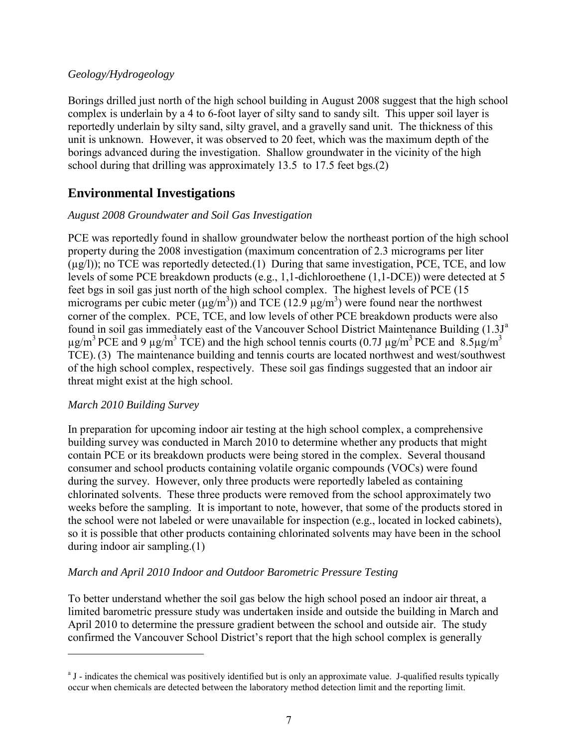*Geology/Hydrogeology*

Borings drilled just north of the high school building in August 2008 suggest that the high school complex is underlain by a 4 to 6-foot layer of silty sand to sandy silt. This upper soil layer is reportedly underlain by silty sand, silty gravel, and a gravelly sand unit. The thickness of this unit is unknown. However, it was observed to 20 feet, which was the maximum depth of the borings advanced during the investigation. Shallow groundwater in the vicinity of the high school during that drilling was approximately 13.5 to 17.5 feet bgs.(2)

## Environmental Investigations

*August 2008 Groundwater and Soil Gas Investigation*

PCE was reportedly found in shallow groundwater below the northeast portion of the high school property during the 2008 investigation (maximum concentration of 2.3 micrograms per liter (µg/l)); no TCE was reportedly detected.(1) During that same investigation, PCE, TCE, and low levels of some PCE breakdown products (e.g., 1,1-dichloroethene (1,1-DCE)) were detected at 5 feet bgs in soil gas just north of the high school complex. The highest levels of PCE (15 micrograms per cubic meter ($\mu g/m^3$)) and TCE (12.9 $\mu g/m^3$) were found near the northwest corner of the complex. PCE, TCE, and low levels of other PCE breakdown products were also found in soil gas immediately east of the Vancouver School District Maintenance Building (1.3J[a] $\mu g/m^3$ PCE and 9 $\mu g/m^3$ TCE) and the high school tennis courts (0.7J $\mu g/m^3$ PCE and 8.5$\mu g/m^3$ TCE). (3) The maintenance building and tennis courts are located northwest and west/southwest of the high school complex, respectively. These soil gas findings suggested that an indoor air threat might exist at the high school.

*March 2010 Building Survey*

In preparation for upcoming indoor air testing at the high school complex, a comprehensive building survey was conducted in March 2010 to determine whether any products that might contain PCE or its breakdown products were being stored in the complex. Several thousand consumer and school products containing volatile organic compounds (VOCs) were found during the survey. However, only three products were reportedly labeled as containing chlorinated solvents. These three products were removed from the school approximately two weeks before the sampling. It is important to note, however, that some of the products stored in the school were not labeled or were unavailable for inspection (e.g., located in locked cabinets), so it is possible that other products containing chlorinated solvents may have been in the school during indoor air sampling.(1)

*March and April 2010 Indoor and Outdoor Barometric Pressure Testing*

To better understand whether the soil gas below the high school posed an indoor air threat, a limited barometric pressure study was undertaken inside and outside the building in March and April 2010 to determine the pressure gradient between the school and outside air. The study confirmed the Vancouver School District's report that the high school complex is generally

---

[a] J - indicates the chemical was positively identified but is only an approximate value. J-qualified results typically occur when chemicals are detected between the laboratory method detection limit and the reporting limit.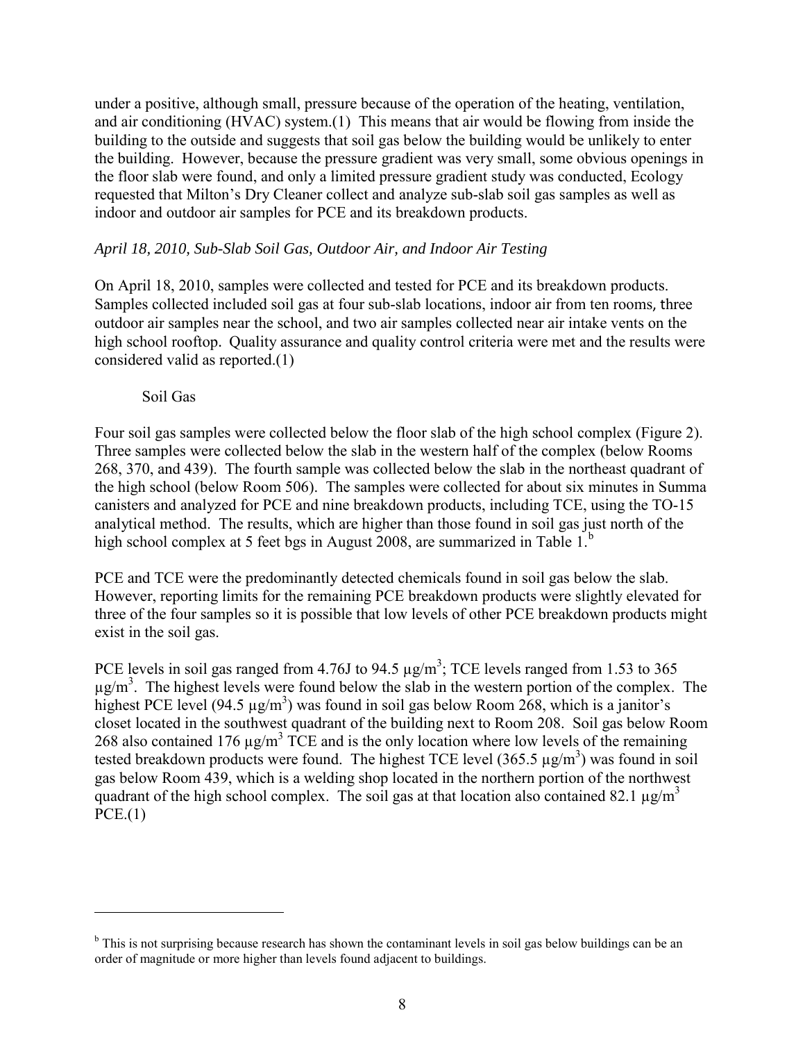under a positive, although small, pressure because of the operation of the heating, ventilation, and air conditioning (HVAC) system.(1) This means that air would be flowing from inside the building to the outside and suggests that soil gas below the building would be unlikely to enter the building. However, because the pressure gradient was very small, some obvious openings in the floor slab were found, and only a limited pressure gradient study was conducted, Ecology requested that Milton's Dry Cleaner collect and analyze sub-slab soil gas samples as well as indoor and outdoor air samples for PCE and its breakdown products.

*April 18, 2010, Sub-Slab Soil Gas, Outdoor Air, and Indoor Air Testing*

On April 18, 2010, samples were collected and tested for PCE and its breakdown products. Samples collected included soil gas at four sub-slab locations, indoor air from ten rooms, three outdoor air samples near the school, and two air samples collected near air intake vents on the high school rooftop. Quality assurance and quality control criteria were met and the results were considered valid as reported.(1)

Soil Gas

Four soil gas samples were collected below the floor slab of the high school complex (Figure 2). Three samples were collected below the slab in the western half of the complex (below Rooms 268, 370, and 439). The fourth sample was collected below the slab in the northeast quadrant of the high school (below Room 506). The samples were collected for about six minutes in Summa canisters and analyzed for PCE and nine breakdown products, including TCE, using the TO-15 analytical method. The results, which are higher than those found in soil gas just north of the high school complex at 5 feet bgs in August 2008, are summarized in Table 1.[b]

PCE and TCE were the predominantly detected chemicals found in soil gas below the slab. However, reporting limits for the remaining PCE breakdown products were slightly elevated for three of the four samples so it is possible that low levels of other PCE breakdown products might exist in the soil gas.

PCE levels in soil gas ranged from 4.76J to 94.5 $\mu g/m^3$; TCE levels ranged from 1.53 to 365 $\mu g/m^3$. The highest levels were found below the slab in the western portion of the complex. The highest PCE level (94.5 $\mu g/m^3$) was found in soil gas below Room 268, which is a janitor's closet located in the southwest quadrant of the building next to Room 208. Soil gas below Room 268 also contained 176 $\mu g/m^3$ TCE and is the only location where low levels of the remaining tested breakdown products were found. The highest TCE level (365.5 $\mu g/m^3$) was found in soil gas below Room 439, which is a welding shop located in the northern portion of the northwest quadrant of the high school complex. The soil gas at that location also contained 82.1 $\mu g/m^3$ PCE.(1)

---

[b] This is not surprising because research has shown the contaminant levels in soil gas below buildings can be an order of magnitude or more higher than levels found adjacent to buildings.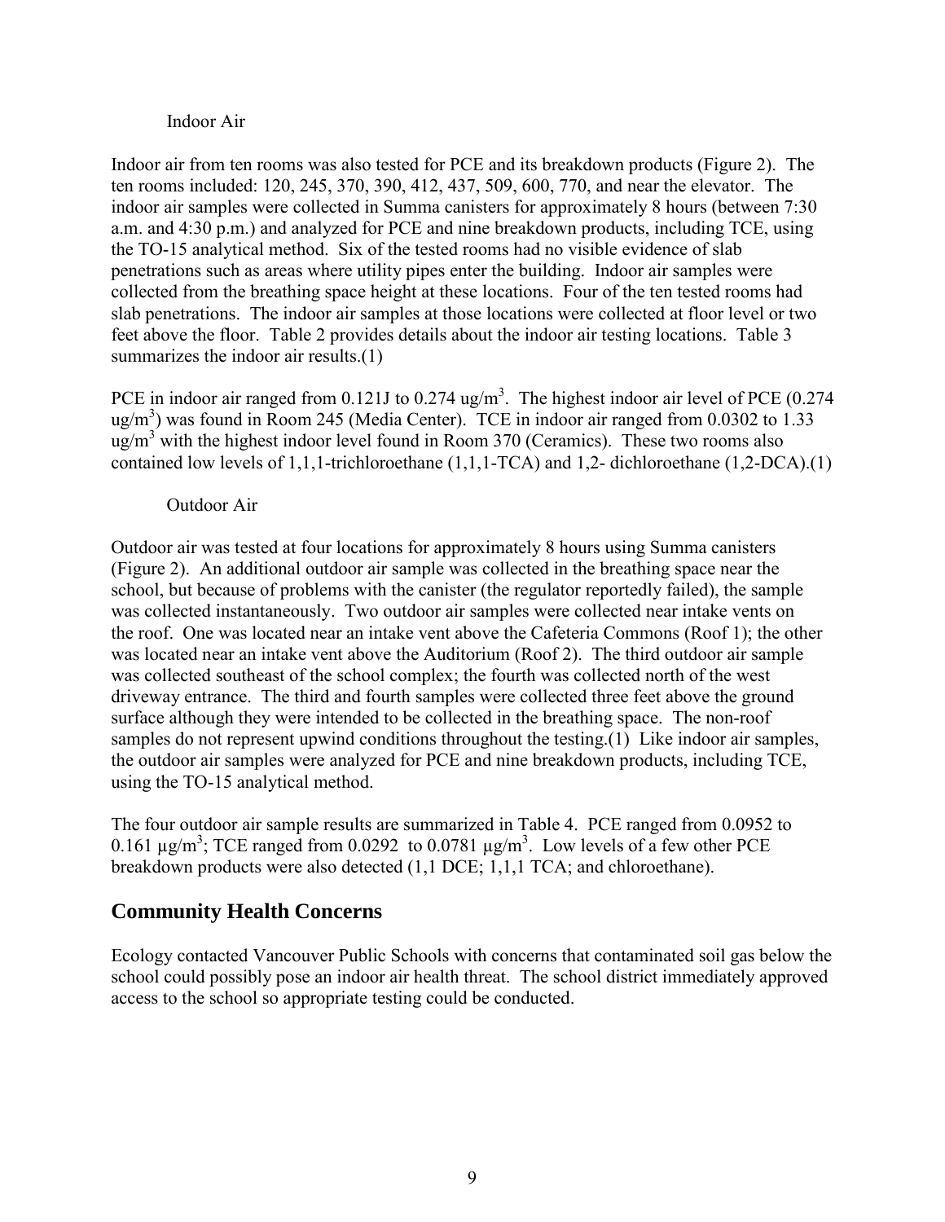### Indoor Air

Indoor air from ten rooms was also tested for PCE and its breakdown products (Figure 2). The ten rooms included: 120, 245, 370, 390, 412, 437, 509, 600, 770, and near the elevator. The indoor air samples were collected in Summa canisters for approximately 8 hours (between 7:30 a.m. and 4:30 p.m.) and analyzed for PCE and nine breakdown products, including TCE, using the TO-15 analytical method. Six of the tested rooms had no visible evidence of slab penetrations such as areas where utility pipes enter the building. Indoor air samples were collected from the breathing space height at these locations. Four of the ten tested rooms had slab penetrations. The indoor air samples at those locations were collected at floor level or two feet above the floor. Table 2 provides details about the indoor air testing locations. Table 3 summarizes the indoor air results.(1)

PCE in indoor air ranged from 0.121J to 0.274 ug/m$^3$. The highest indoor air level of PCE (0.274 ug/m$^3$) was found in Room 245 (Media Center). TCE in indoor air ranged from 0.0302 to 1.33 ug/m$^3$ with the highest indoor level found in Room 370 (Ceramics). These two rooms also contained low levels of 1,1,1-trichloroethane (1,1,1-TCA) and 1,2- dichloroethane (1,2-DCA).(1)

### Outdoor Air

Outdoor air was tested at four locations for approximately 8 hours using Summa canisters (Figure 2). An additional outdoor air sample was collected in the breathing space near the school, but because of problems with the canister (the regulator reportedly failed), the sample was collected instantaneously. Two outdoor air samples were collected near intake vents on the roof. One was located near an intake vent above the Cafeteria Commons (Roof 1); the other was located near an intake vent above the Auditorium (Roof 2). The third outdoor air sample was collected southeast of the school complex; the fourth was collected north of the west driveway entrance. The third and fourth samples were collected three feet above the ground surface although they were intended to be collected in the breathing space. The non-roof samples do not represent upwind conditions throughout the testing.(1) Like indoor air samples, the outdoor air samples were analyzed for PCE and nine breakdown products, including TCE, using the TO-15 analytical method.

The four outdoor air sample results are summarized in Table 4. PCE ranged from 0.0952 to 0.161 µg/m$^3$; TCE ranged from 0.0292 to 0.0781 µg/m$^3$. Low levels of a few other PCE breakdown products were also detected (1,1 DCE; 1,1,1 TCA; and chloroethane).

## Community Health Concerns

Ecology contacted Vancouver Public Schools with concerns that contaminated soil gas below the school could possibly pose an indoor air health threat. The school district immediately approved access to the school so appropriate testing could be conducted.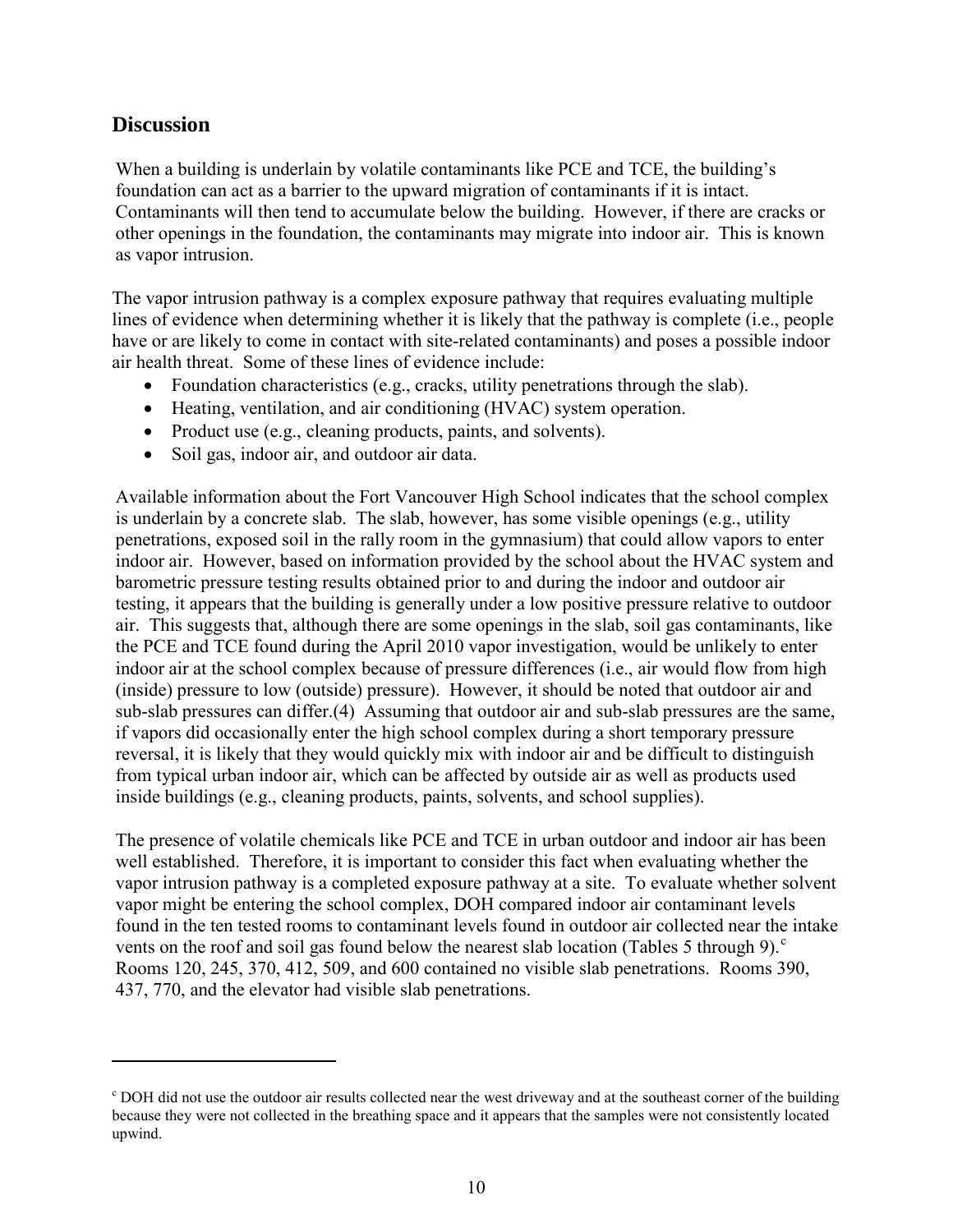## Discussion

When a building is underlain by volatile contaminants like PCE and TCE, the building's foundation can act as a barrier to the upward migration of contaminants if it is intact. Contaminants will then tend to accumulate below the building. However, if there are cracks or other openings in the foundation, the contaminants may migrate into indoor air. This is known as vapor intrusion.

The vapor intrusion pathway is a complex exposure pathway that requires evaluating multiple lines of evidence when determining whether it is likely that the pathway is complete (i.e., people have or are likely to come in contact with site-related contaminants) and poses a possible indoor air health threat. Some of these lines of evidence include:

- Foundation characteristics (e.g., cracks, utility penetrations through the slab).
- Heating, ventilation, and air conditioning (HVAC) system operation.
- Product use (e.g., cleaning products, paints, and solvents).
- Soil gas, indoor air, and outdoor air data.

Available information about the Fort Vancouver High School indicates that the school complex is underlain by a concrete slab. The slab, however, has some visible openings (e.g., utility penetrations, exposed soil in the rally room in the gymnasium) that could allow vapors to enter indoor air. However, based on information provided by the school about the HVAC system and barometric pressure testing results obtained prior to and during the indoor and outdoor air testing, it appears that the building is generally under a low positive pressure relative to outdoor air. This suggests that, although there are some openings in the slab, soil gas contaminants, like the PCE and TCE found during the April 2010 vapor investigation, would be unlikely to enter indoor air at the school complex because of pressure differences (i.e., air would flow from high (inside) pressure to low (outside) pressure). However, it should be noted that outdoor air and sub-slab pressures can differ.(4) Assuming that outdoor air and sub-slab pressures are the same, if vapors did occasionally enter the high school complex during a short temporary pressure reversal, it is likely that they would quickly mix with indoor air and be difficult to distinguish from typical urban indoor air, which can be affected by outside air as well as products used inside buildings (e.g., cleaning products, paints, solvents, and school supplies).

The presence of volatile chemicals like PCE and TCE in urban outdoor and indoor air has been well established. Therefore, it is important to consider this fact when evaluating whether the vapor intrusion pathway is a completed exposure pathway at a site. To evaluate whether solvent vapor might be entering the school complex, DOH compared indoor air contaminant levels found in the ten tested rooms to contaminant levels found in outdoor air collected near the intake vents on the roof and soil gas found below the nearest slab location (Tables 5 through 9).[c] Rooms 120, 245, 370, 412, 509, and 600 contained no visible slab penetrations. Rooms 390, 437, 770, and the elevator had visible slab penetrations.

---

[c] DOH did not use the outdoor air results collected near the west driveway and at the southeast corner of the building because they were not collected in the breathing space and it appears that the samples were not consistently located upwind.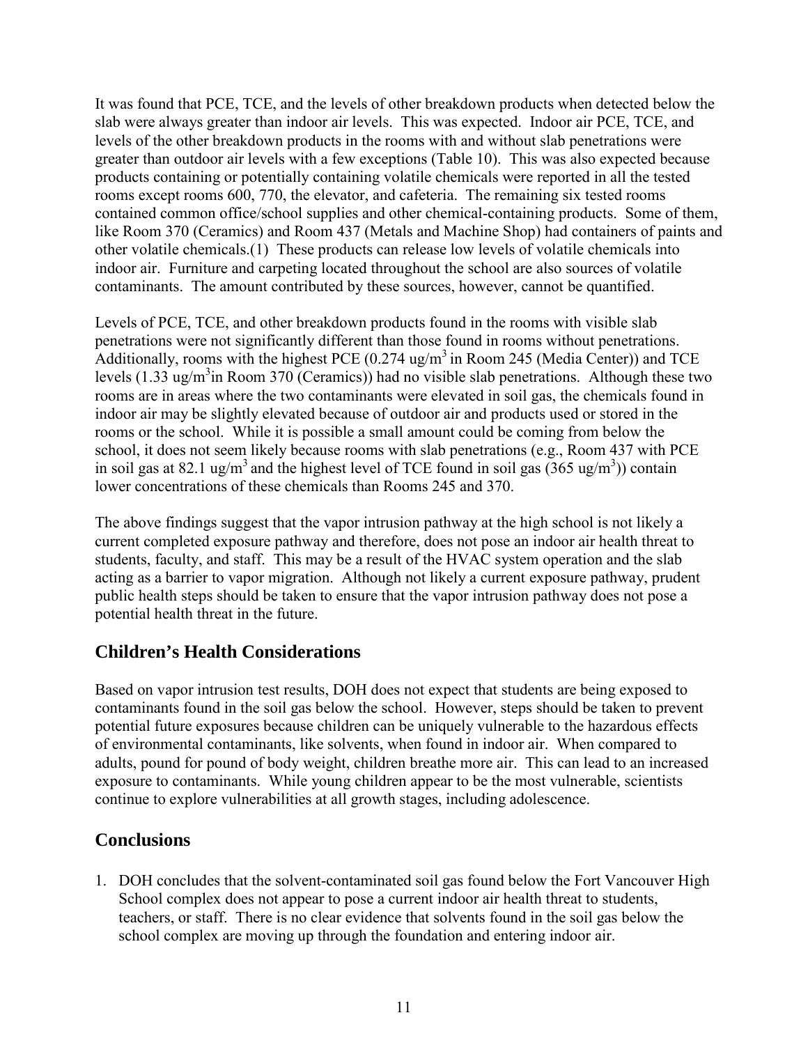It was found that PCE, TCE, and the levels of other breakdown products when detected below the slab were always greater than indoor air levels. This was expected. Indoor air PCE, TCE, and levels of the other breakdown products in the rooms with and without slab penetrations were greater than outdoor air levels with a few exceptions (Table 10). This was also expected because products containing or potentially containing volatile chemicals were reported in all the tested rooms except rooms 600, 770, the elevator, and cafeteria. The remaining six tested rooms contained common office/school supplies and other chemical-containing products. Some of them, like Room 370 (Ceramics) and Room 437 (Metals and Machine Shop) had containers of paints and other volatile chemicals.(1) These products can release low levels of volatile chemicals into indoor air. Furniture and carpeting located throughout the school are also sources of volatile contaminants. The amount contributed by these sources, however, cannot be quantified.

Levels of PCE, TCE, and other breakdown products found in the rooms with visible slab penetrations were not significantly different than those found in rooms without penetrations. Additionally, rooms with the highest PCE (0.274 ug/m$^3$ in Room 245 (Media Center)) and TCE levels (1.33 ug/m$^3$in Room 370 (Ceramics)) had no visible slab penetrations. Although these two rooms are in areas where the two contaminants were elevated in soil gas, the chemicals found in indoor air may be slightly elevated because of outdoor air and products used or stored in the rooms or the school. While it is possible a small amount could be coming from below the school, it does not seem likely because rooms with slab penetrations (e.g., Room 437 with PCE in soil gas at 82.1 ug/m$^3$ and the highest level of TCE found in soil gas (365 ug/m$^3$)) contain lower concentrations of these chemicals than Rooms 245 and 370.

The above findings suggest that the vapor intrusion pathway at the high school is not likely a current completed exposure pathway and therefore, does not pose an indoor air health threat to students, faculty, and staff. This may be a result of the HVAC system operation and the slab acting as a barrier to vapor migration. Although not likely a current exposure pathway, prudent public health steps should be taken to ensure that the vapor intrusion pathway does not pose a potential health threat in the future.

## Children's Health Considerations

Based on vapor intrusion test results, DOH does not expect that students are being exposed to contaminants found in the soil gas below the school. However, steps should be taken to prevent potential future exposures because children can be uniquely vulnerable to the hazardous effects of environmental contaminants, like solvents, when found in indoor air. When compared to adults, pound for pound of body weight, children breathe more air. This can lead to an increased exposure to contaminants. While young children appear to be the most vulnerable, scientists continue to explore vulnerabilities at all growth stages, including adolescence.

## Conclusions

1. DOH concludes that the solvent-contaminated soil gas found below the Fort Vancouver High School complex does not appear to pose a current indoor air health threat to students, teachers, or staff. There is no clear evidence that solvents found in the soil gas below the school complex are moving up through the foundation and entering indoor air.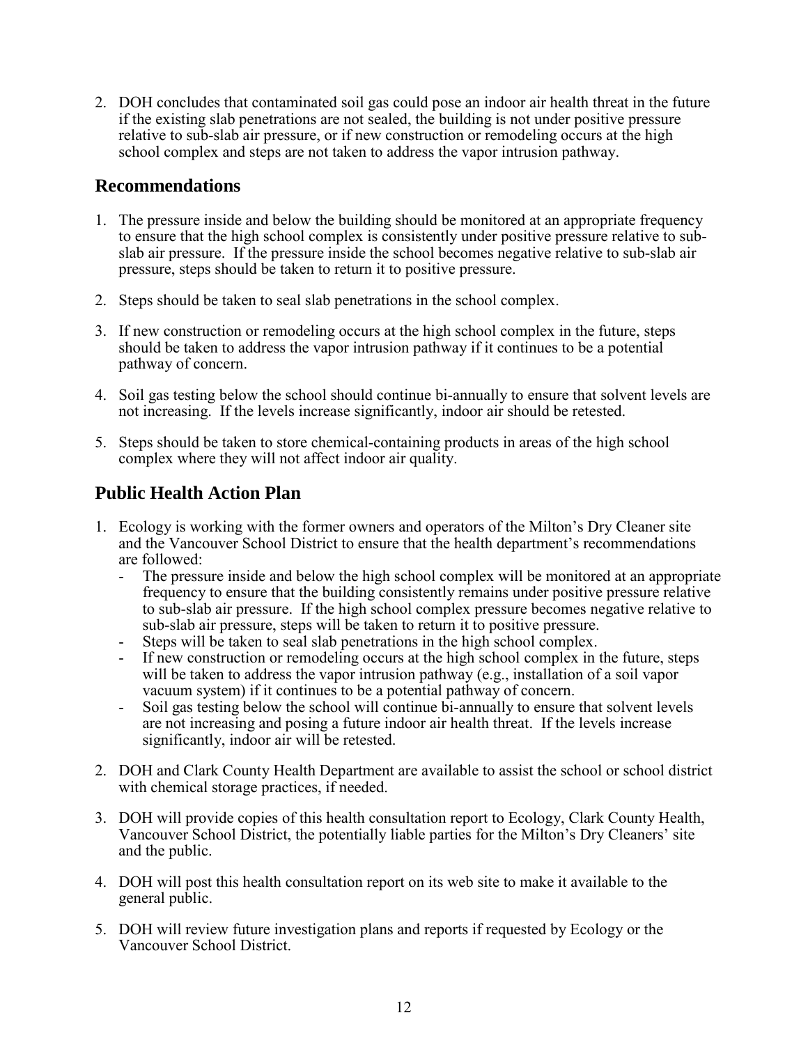2. DOH concludes that contaminated soil gas could pose an indoor air health threat in the future if the existing slab penetrations are not sealed, the building is not under positive pressure relative to sub-slab air pressure, or if new construction or remodeling occurs at the high school complex and steps are not taken to address the vapor intrusion pathway.

## Recommendations

1. The pressure inside and below the building should be monitored at an appropriate frequency to ensure that the high school complex is consistently under positive pressure relative to sub-slab air pressure. If the pressure inside the school becomes negative relative to sub-slab air pressure, steps should be taken to return it to positive pressure.

2. Steps should be taken to seal slab penetrations in the school complex.

3. If new construction or remodeling occurs at the high school complex in the future, steps should be taken to address the vapor intrusion pathway if it continues to be a potential pathway of concern.

4. Soil gas testing below the school should continue bi-annually to ensure that solvent levels are not increasing. If the levels increase significantly, indoor air should be retested.

5. Steps should be taken to store chemical-containing products in areas of the high school complex where they will not affect indoor air quality.

## Public Health Action Plan

1. Ecology is working with the former owners and operators of the Milton's Dry Cleaner site and the Vancouver School District to ensure that the health department's recommendations are followed:
   - The pressure inside and below the high school complex will be monitored at an appropriate frequency to ensure that the building consistently remains under positive pressure relative to sub-slab air pressure. If the high school complex pressure becomes negative relative to sub-slab air pressure, steps will be taken to return it to positive pressure.
   - Steps will be taken to seal slab penetrations in the high school complex.
   - If new construction or remodeling occurs at the high school complex in the future, steps will be taken to address the vapor intrusion pathway (e.g., installation of a soil vapor vacuum system) if it continues to be a potential pathway of concern.
   - Soil gas testing below the school will continue bi-annually to ensure that solvent levels are not increasing and posing a future indoor air health threat. If the levels increase significantly, indoor air will be retested.

2. DOH and Clark County Health Department are available to assist the school or school district with chemical storage practices, if needed.

3. DOH will provide copies of this health consultation report to Ecology, Clark County Health, Vancouver School District, the potentially liable parties for the Milton's Dry Cleaners' site and the public.

4. DOH will post this health consultation report on its web site to make it available to the general public.

5. DOH will review future investigation plans and reports if requested by Ecology or the Vancouver School District.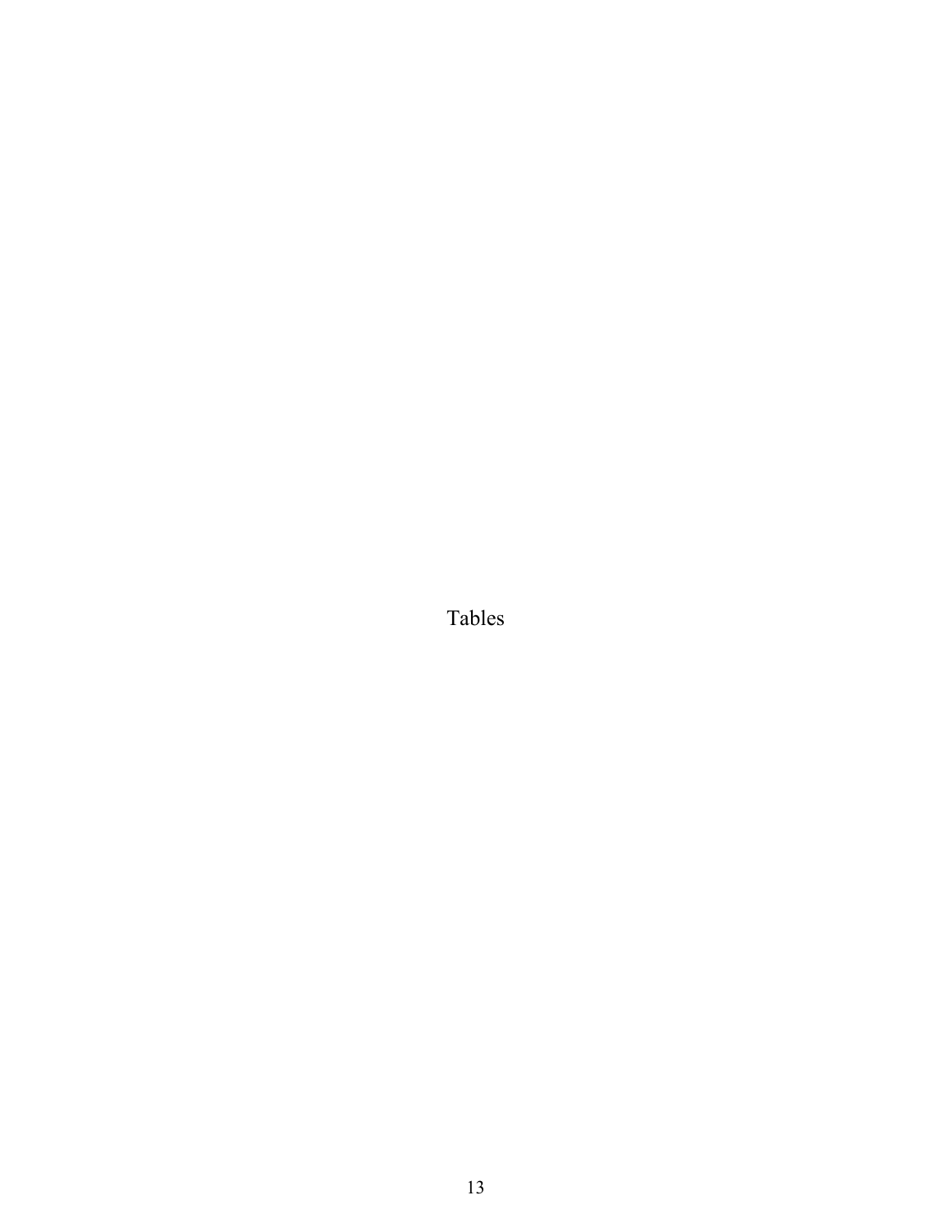# Tables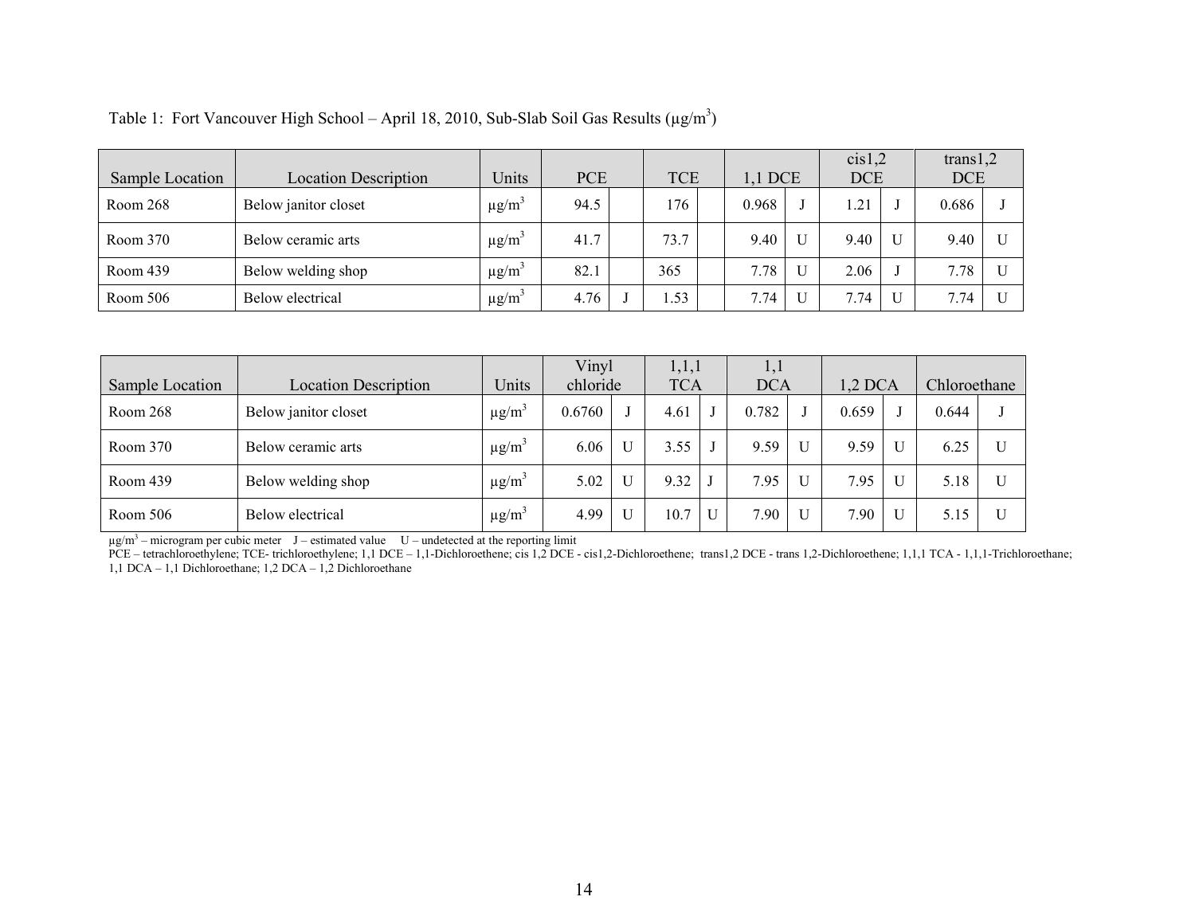Table 1: Fort Vancouver High School – April 18, 2010, Sub-Slab Soil Gas Results (μg/m³)

| Sample Location | Location Description | Units | PCE | | TCE | | 1,1 DCE | | cis1,2 DCE | | trans1,2 DCE | |
|---|---|---|---|---|---|---|---|---|---|---|---|---|
| Room 268 | Below janitor closet | μg/m³ | 94.5 | | 176 | | 0.968 | J | 1.21 | J | 0.686 | J |
| Room 370 | Below ceramic arts | μg/m³ | 41.7 | | 73.7 | | 9.40 | U | 9.40 | U | 9.40 | U |
| Room 439 | Below welding shop | μg/m³ | 82.1 | | 365 | | 7.78 | U | 2.06 | J | 7.78 | U |
| Room 506 | Below electrical | μg/m³ | 4.76 | J | 1.53 | | 7.74 | U | 7.74 | U | 7.74 | U |

| Sample Location | Location Description | Units | Vinyl chloride | | 1,1,1 TCA | | 1,1 DCA | | 1,2 DCA | | Chloroethane | |
|---|---|---|---|---|---|---|---|---|---|---|---|---|
| Room 268 | Below janitor closet | μg/m³ | 0.6760 | J | 4.61 | J | 0.782 | J | 0.659 | J | 0.644 | J |
| Room 370 | Below ceramic arts | μg/m³ | 6.06 | U | 3.55 | J | 9.59 | U | 9.59 | U | 6.25 | U |
| Room 439 | Below welding shop | μg/m³ | 5.02 | U | 9.32 | J | 7.95 | U | 7.95 | U | 5.18 | U |
| Room 506 | Below electrical | μg/m³ | 4.99 | U | 10.7 | U | 7.90 | U | 7.90 | U | 5.15 | U |

μg/m³ – microgram per cubic meter J – estimated value U – undetected at the reporting limit

PCE – tetrachloroethylene; TCE- trichloroethylene; 1,1 DCE – 1,1-Dichloroethene; cis 1,2 DCE - cis1,2-Dichloroethene; trans1,2 DCE - trans 1,2-Dichloroethene; 1,1,1 TCA - 1,1,1-Trichloroethane; 1,1 DCA – 1,1 Dichloroethane; 1,2 DCA – 1,2 Dichloroethane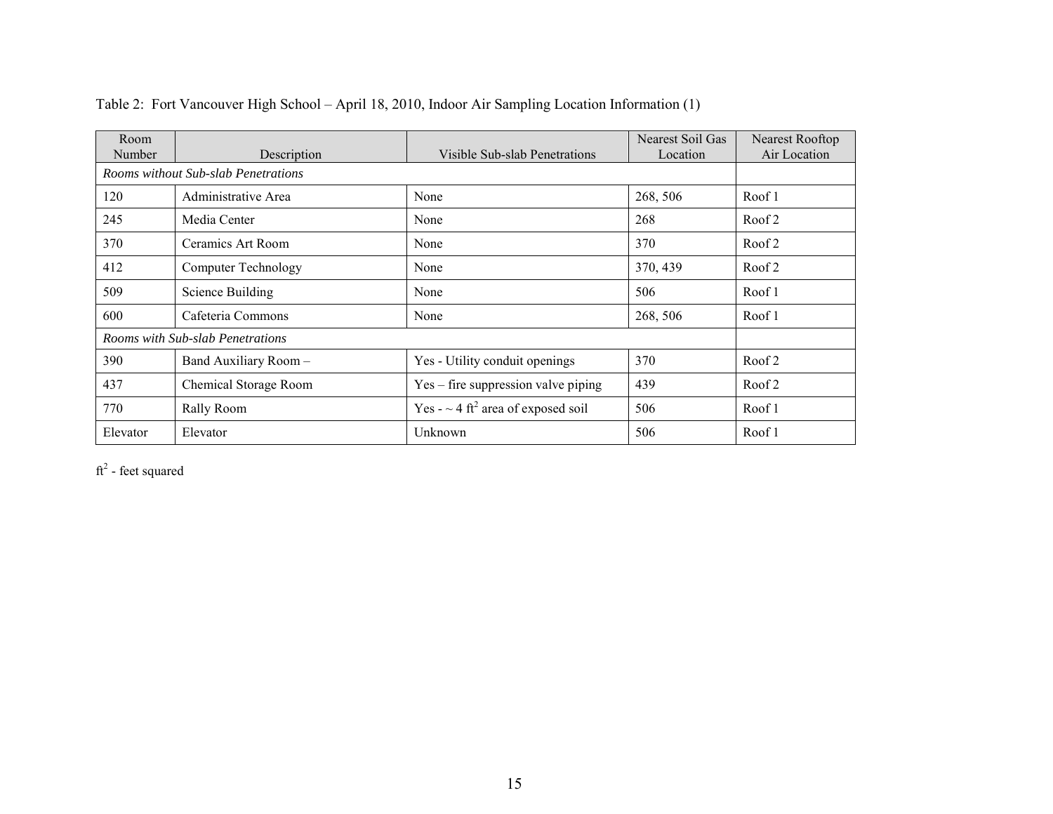Table 2: Fort Vancouver High School – April 18, 2010, Indoor Air Sampling Location Information (1)

| Room Number | Description | Visible Sub-slab Penetrations | Nearest Soil Gas Location | Nearest Rooftop Air Location |
|---|---|---|---|---|
| *Rooms without Sub-slab Penetrations* | | | | |
| 120 | Administrative Area | None | 268, 506 | Roof 1 |
| 245 | Media Center | None | 268 | Roof 2 |
| 370 | Ceramics Art Room | None | 370 | Roof 2 |
| 412 | Computer Technology | None | 370, 439 | Roof 2 |
| 509 | Science Building | None | 506 | Roof 1 |
| 600 | Cafeteria Commons | None | 268, 506 | Roof 1 |
| *Rooms with Sub-slab Penetrations* | | | | |
| 390 | Band Auxiliary Room – | Yes - Utility conduit openings | 370 | Roof 2 |
| 437 | Chemical Storage Room | Yes – fire suppression valve piping | 439 | Roof 2 |
| 770 | Rally Room | Yes - ~ 4 $ft^2$ area of exposed soil | 506 | Roof 1 |
| Elevator | Elevator | Unknown | 506 | Roof 1 |

$ft^2$ - feet squared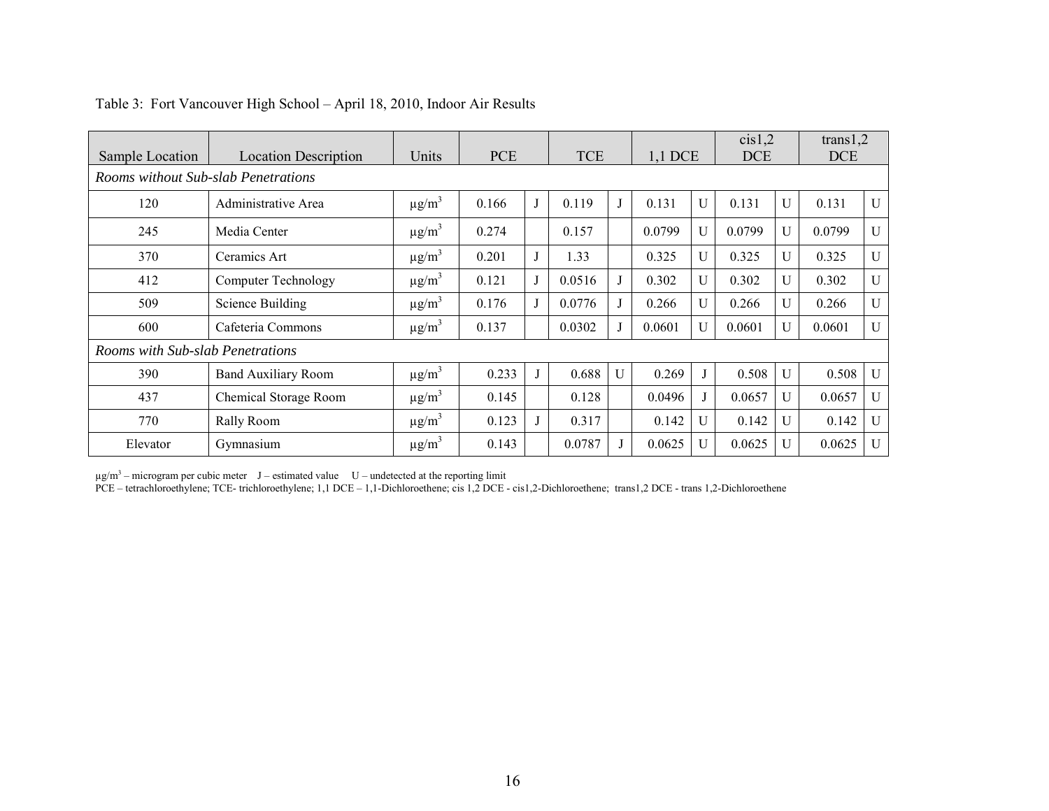Table 3: Fort Vancouver High School – April 18, 2010, Indoor Air Results

| Sample Location | Location Description | Units | PCE | | TCE | | 1,1 DCE | | cis1,2 DCE | | trans1,2 DCE | |
|---|---|---|---|---|---|---|---|---|---|---|---|---|
| *Rooms without Sub-slab Penetrations* | | | | | | | | | | | | |
| 120 | Administrative Area | µg/m³ | 0.166 | J | 0.119 | J | 0.131 | U | 0.131 | U | 0.131 | U |
| 245 | Media Center | µg/m³ | 0.274 | | 0.157 | | 0.0799 | U | 0.0799 | U | 0.0799 | U |
| 370 | Ceramics Art | µg/m³ | 0.201 | J | 1.33 | | 0.325 | U | 0.325 | U | 0.325 | U |
| 412 | Computer Technology | µg/m³ | 0.121 | J | 0.0516 | J | 0.302 | U | 0.302 | U | 0.302 | U |
| 509 | Science Building | µg/m³ | 0.176 | J | 0.0776 | J | 0.266 | U | 0.266 | U | 0.266 | U |
| 600 | Cafeteria Commons | µg/m³ | 0.137 | | 0.0302 | J | 0.0601 | U | 0.0601 | U | 0.0601 | U |
| *Rooms with Sub-slab Penetrations* | | | | | | | | | | | | |
| 390 | Band Auxiliary Room | µg/m³ | 0.233 | J | 0.688 | U | 0.269 | J | 0.508 | U | 0.508 | U |
| 437 | Chemical Storage Room | µg/m³ | 0.145 | | 0.128 | | 0.0496 | J | 0.0657 | U | 0.0657 | U |
| 770 | Rally Room | µg/m³ | 0.123 | J | 0.317 | | 0.142 | U | 0.142 | U | 0.142 | U |
| Elevator | Gymnasium | µg/m³ | 0.143 | | 0.0787 | J | 0.0625 | U | 0.0625 | U | 0.0625 | U |

µg/m³ – microgram per cubic meter J – estimated value U – undetected at the reporting limit

PCE – tetrachloroethylene; TCE- trichloroethylene; 1,1 DCE – 1,1-Dichloroethene; cis 1,2 DCE - cis1,2-Dichloroethene; trans1,2 DCE - trans 1,2-Dichloroethene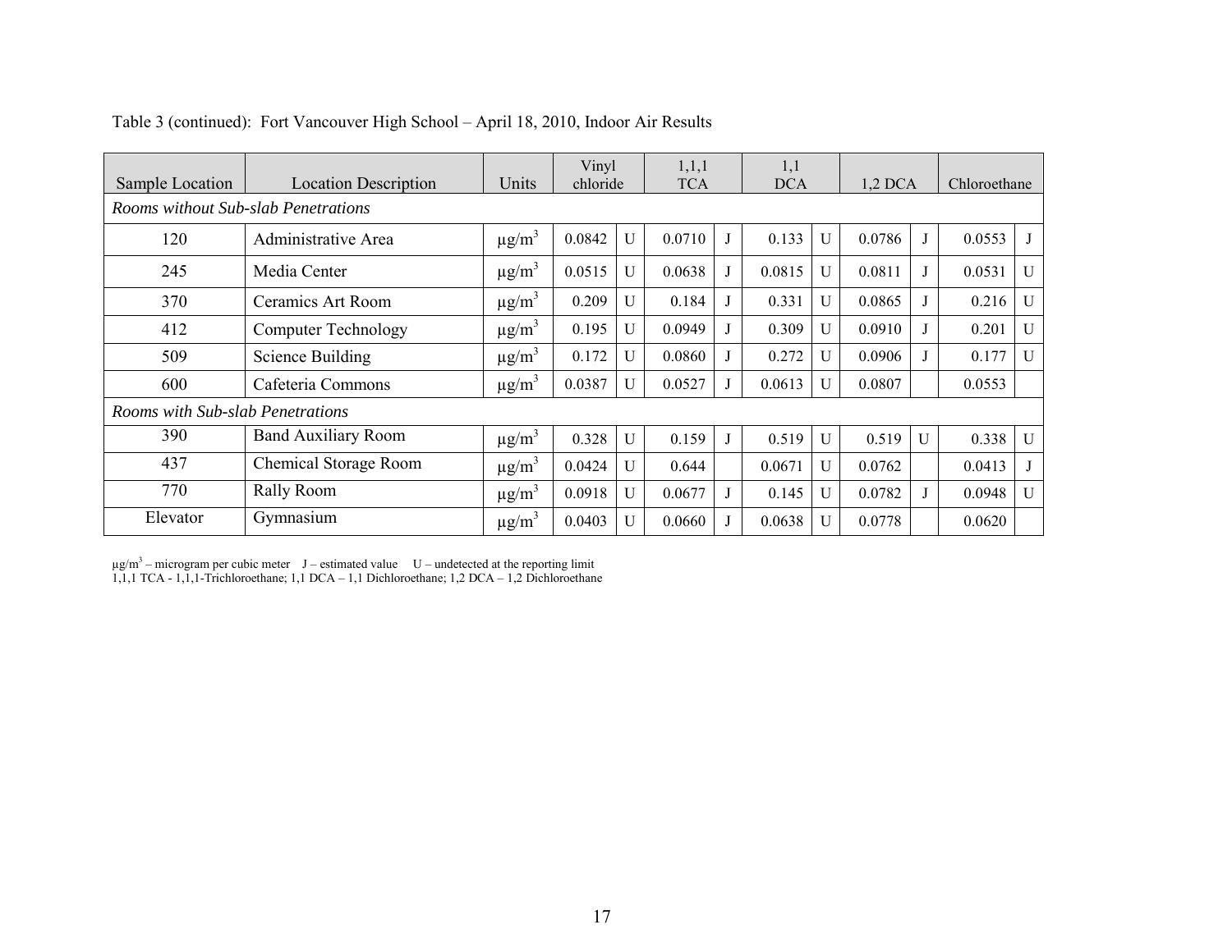Table 3 (continued): Fort Vancouver High School – April 18, 2010, Indoor Air Results

| Sample Location | Location Description | Units | Vinyl chloride | | 1,1,1 TCA | | 1,1 DCA | | 1,2 DCA | | Chloroethane | |
|---|---|---|---|---|---|---|---|---|---|---|---|---|
| *Rooms without Sub-slab Penetrations* | | | | | | | | | | | | |
| 120 | Administrative Area | µg/m³ | 0.0842 | U | 0.0710 | J | 0.133 | U | 0.0786 | J | 0.0553 | J |
| 245 | Media Center | µg/m³ | 0.0515 | U | 0.0638 | J | 0.0815 | U | 0.0811 | J | 0.0531 | U |
| 370 | Ceramics Art Room | µg/m³ | 0.209 | U | 0.184 | J | 0.331 | U | 0.0865 | J | 0.216 | U |
| 412 | Computer Technology | µg/m³ | 0.195 | U | 0.0949 | J | 0.309 | U | 0.0910 | J | 0.201 | U |
| 509 | Science Building | µg/m³ | 0.172 | U | 0.0860 | J | 0.272 | U | 0.0906 | J | 0.177 | U |
| 600 | Cafeteria Commons | µg/m³ | 0.0387 | U | 0.0527 | J | 0.0613 | U | 0.0807 | | 0.0553 | |
| *Rooms with Sub-slab Penetrations* | | | | | | | | | | | | |
| 390 | Band Auxiliary Room | µg/m³ | 0.328 | U | 0.159 | J | 0.519 | U | 0.519 | U | 0.338 | U |
| 437 | Chemical Storage Room | µg/m³ | 0.0424 | U | 0.644 | | 0.0671 | U | 0.0762 | | 0.0413 | J |
| 770 | Rally Room | µg/m³ | 0.0918 | U | 0.0677 | J | 0.145 | U | 0.0782 | J | 0.0948 | U |
| Elevator | Gymnasium | µg/m³ | 0.0403 | U | 0.0660 | J | 0.0638 | U | 0.0778 | | 0.0620 | |

µg/m³ – microgram per cubic meter J – estimated value U – undetected at the reporting limit
1,1,1 TCA - 1,1,1-Trichloroethane; 1,1 DCA – 1,1 Dichloroethane; 1,2 DCA – 1,2 Dichloroethane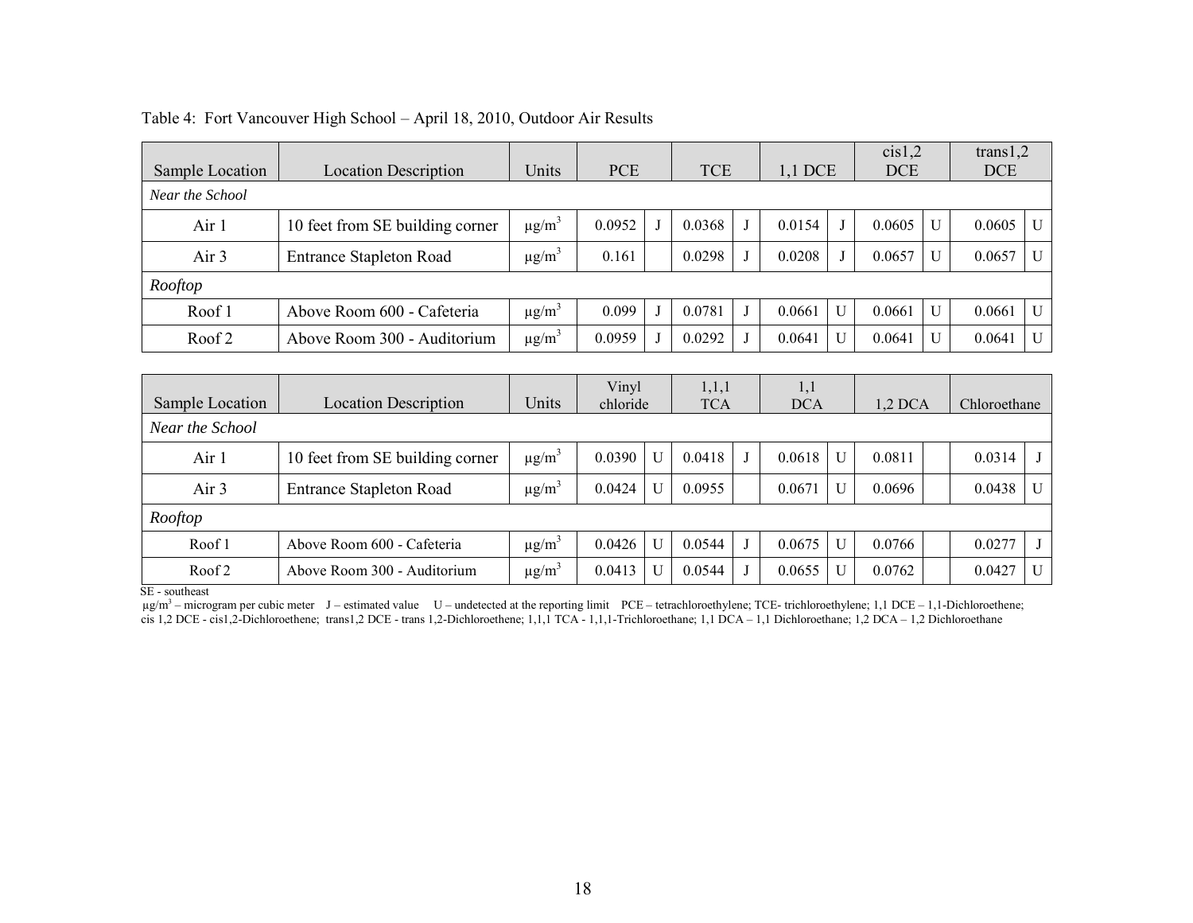Table 4: Fort Vancouver High School – April 18, 2010, Outdoor Air Results

| Sample Location | Location Description | Units | PCE | | TCE | | 1,1 DCE | | cis1,2 DCE | | trans1,2 DCE | |
|---|---|---|---|---|---|---|---|---|---|---|---|---|
| *Near the School* | | | | | | | | | | | | |
| Air 1 | 10 feet from SE building corner | µg/m$^3$ | 0.0952 | J | 0.0368 | J | 0.0154 | J | 0.0605 | U | 0.0605 | U |
| Air 3 | Entrance Stapleton Road | µg/m$^3$ | 0.161 | | 0.0298 | J | 0.0208 | J | 0.0657 | U | 0.0657 | U |
| *Rooftop* | | | | | | | | | | | | |
| Roof 1 | Above Room 600 - Cafeteria | µg/m$^3$ | 0.099 | J | 0.0781 | J | 0.0661 | U | 0.0661 | U | 0.0661 | U |
| Roof 2 | Above Room 300 - Auditorium | µg/m$^3$ | 0.0959 | J | 0.0292 | J | 0.0641 | U | 0.0641 | U | 0.0641 | U |

| Sample Location | Location Description | Units | Vinyl chloride | | 1,1,1 TCA | | 1,1 DCA | | 1,2 DCA | | Chloroethane | |
|---|---|---|---|---|---|---|---|---|---|---|---|---|
| *Near the School* | | | | | | | | | | | | |
| Air 1 | 10 feet from SE building corner | µg/m$^3$ | 0.0390 | U | 0.0418 | J | 0.0618 | U | 0.0811 | | 0.0314 | J |
| Air 3 | Entrance Stapleton Road | µg/m$^3$ | 0.0424 | U | 0.0955 | | 0.0671 | U | 0.0696 | | 0.0438 | U |
| *Rooftop* | | | | | | | | | | | | |
| Roof 1 | Above Room 600 - Cafeteria | µg/m$^3$ | 0.0426 | U | 0.0544 | J | 0.0675 | U | 0.0766 | | 0.0277 | J |
| Roof 2 | Above Room 300 - Auditorium | µg/m$^3$ | 0.0413 | U | 0.0544 | J | 0.0655 | U | 0.0762 | | 0.0427 | U |

SE - southeast
µg/m$^3$ – microgram per cubic meter J – estimated value U – undetected at the reporting limit PCE – tetrachloroethylene; TCE- trichloroethylene; 1,1 DCE – 1,1-Dichloroethene; cis 1,2 DCE - cis1,2-Dichloroethene; trans1,2 DCE - trans 1,2-Dichloroethene; 1,1,1 TCA - 1,1,1-Trichloroethane; 1,1 DCA – 1,1 Dichloroethane; 1,2 DCA – 1,2 Dichloroethane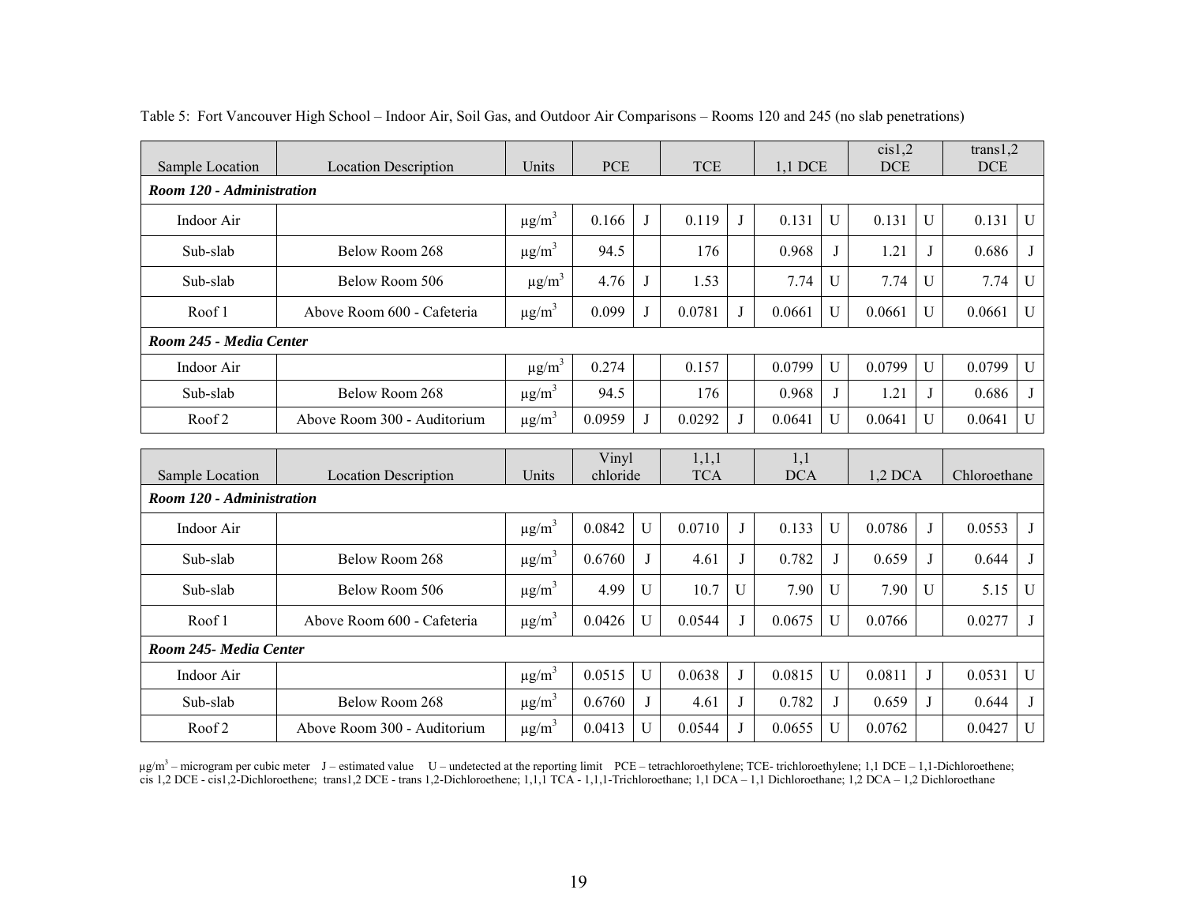Table 5: Fort Vancouver High School – Indoor Air, Soil Gas, and Outdoor Air Comparisons – Rooms 120 and 245 (no slab penetrations)

| Sample Location | Location Description | Units | PCE | | TCE | | 1,1 DCE | | cis1,2 DCE | | trans1,2 DCE | |
|---|---|---|---|---|---|---|---|---|---|---|---|---|
| ***Room 120 - Administration*** | | | | | | | | | | | | |
| Indoor Air | | μg/m³ | 0.166 | J | 0.119 | J | 0.131 | U | 0.131 | U | 0.131 | U |
| Sub-slab | Below Room 268 | μg/m³ | 94.5 | | 176 | | 0.968 | J | 1.21 | J | 0.686 | J |
| Sub-slab | Below Room 506 | μg/m³ | 4.76 | J | 1.53 | | 7.74 | U | 7.74 | U | 7.74 | U |
| Roof 1 | Above Room 600 - Cafeteria | μg/m³ | 0.099 | J | 0.0781 | J | 0.0661 | U | 0.0661 | U | 0.0661 | U |
| ***Room 245 - Media Center*** | | | | | | | | | | | | |
| Indoor Air | | μg/m³ | 0.274 | | 0.157 | | 0.0799 | U | 0.0799 | U | 0.0799 | U |
| Sub-slab | Below Room 268 | μg/m³ | 94.5 | | 176 | | 0.968 | J | 1.21 | J | 0.686 | J |
| Roof 2 | Above Room 300 - Auditorium | μg/m³ | 0.0959 | J | 0.0292 | J | 0.0641 | U | 0.0641 | U | 0.0641 | U |

| Sample Location | Location Description | Units | Vinyl chloride | | 1,1,1 TCA | | 1,1 DCA | | 1,2 DCA | | Chloroethane | |
|---|---|---|---|---|---|---|---|---|---|---|---|---|
| ***Room 120 - Administration*** | | | | | | | | | | | | |
| Indoor Air | | μg/m³ | 0.0842 | U | 0.0710 | J | 0.133 | U | 0.0786 | J | 0.0553 | J |
| Sub-slab | Below Room 268 | μg/m³ | 0.6760 | J | 4.61 | J | 0.782 | J | 0.659 | J | 0.644 | J |
| Sub-slab | Below Room 506 | μg/m³ | 4.99 | U | 10.7 | U | 7.90 | U | 7.90 | U | 5.15 | U |
| Roof 1 | Above Room 600 - Cafeteria | μg/m³ | 0.0426 | U | 0.0544 | J | 0.0675 | U | 0.0766 | | 0.0277 | J |
| ***Room 245- Media Center*** | | | | | | | | | | | | |
| Indoor Air | | μg/m³ | 0.0515 | U | 0.0638 | J | 0.0815 | U | 0.0811 | J | 0.0531 | U |
| Sub-slab | Below Room 268 | μg/m³ | 0.6760 | J | 4.61 | J | 0.782 | J | 0.659 | J | 0.644 | J |
| Roof 2 | Above Room 300 - Auditorium | μg/m³ | 0.0413 | U | 0.0544 | J | 0.0655 | U | 0.0762 | | 0.0427 | U |

μg/m³ – microgram per cubic meter J – estimated value U – undetected at the reporting limit PCE – tetrachloroethylene; TCE- trichloroethylene; 1,1 DCE – 1,1-Dichloroethene; cis 1,2 DCE - cis1,2-Dichloroethene; trans1,2 DCE - trans 1,2-Dichloroethene; 1,1,1 TCA - 1,1,1-Trichloroethane; 1,1 DCA – 1,1 Dichloroethane; 1,2 DCA – 1,2 Dichloroethane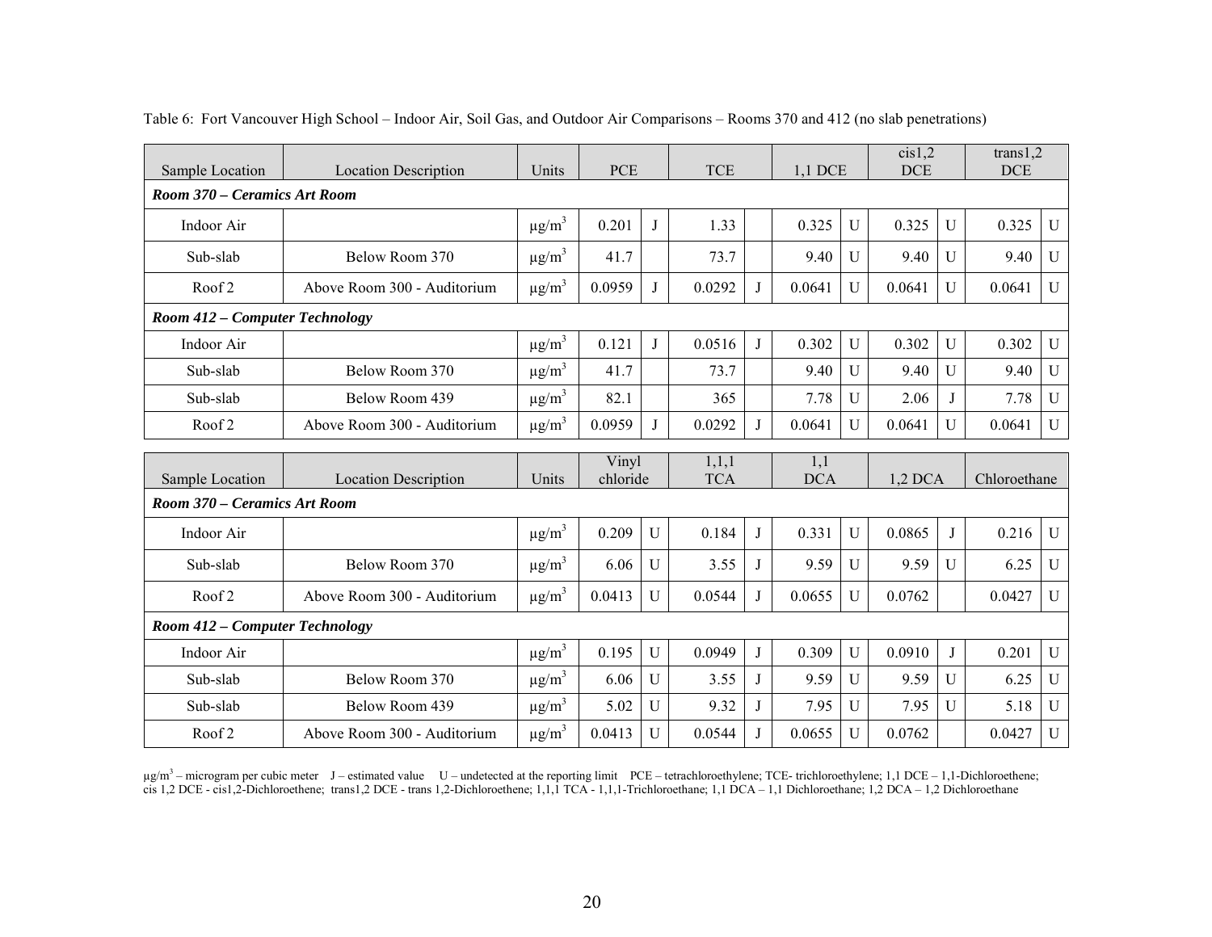Table 6: Fort Vancouver High School – Indoor Air, Soil Gas, and Outdoor Air Comparisons – Rooms 370 and 412 (no slab penetrations)

| Sample Location | Location Description | Units | PCE | | TCE | | 1,1 DCE | | cis1,2 DCE | | trans1,2 DCE | |
|---|---|---|---|---|---|---|---|---|---|---|---|---|
| ***Room 370 – Ceramics Art Room*** | | | | | | | | | | | | |
| Indoor Air | | µg/m³ | 0.201 | J | 1.33 | | 0.325 | U | 0.325 | U | 0.325 | U |
| Sub-slab | Below Room 370 | µg/m³ | 41.7 | | 73.7 | | 9.40 | U | 9.40 | U | 9.40 | U |
| Roof 2 | Above Room 300 - Auditorium | µg/m³ | 0.0959 | J | 0.0292 | J | 0.0641 | U | 0.0641 | U | 0.0641 | U |
| ***Room 412 – Computer Technology*** | | | | | | | | | | | | |
| Indoor Air | | µg/m³ | 0.121 | J | 0.0516 | J | 0.302 | U | 0.302 | U | 0.302 | U |
| Sub-slab | Below Room 370 | µg/m³ | 41.7 | | 73.7 | | 9.40 | U | 9.40 | U | 9.40 | U |
| Sub-slab | Below Room 439 | µg/m³ | 82.1 | | 365 | | 7.78 | U | 2.06 | J | 7.78 | U |
| Roof 2 | Above Room 300 - Auditorium | µg/m³ | 0.0959 | J | 0.0292 | J | 0.0641 | U | 0.0641 | U | 0.0641 | U |

| Sample Location | Location Description | Units | Vinyl chloride | | 1,1,1 TCA | | 1,1 DCA | | 1,2 DCA | | Chloroethane | |
|---|---|---|---|---|---|---|---|---|---|---|---|---|
| ***Room 370 – Ceramics Art Room*** | | | | | | | | | | | | |
| Indoor Air | | µg/m³ | 0.209 | U | 0.184 | J | 0.331 | U | 0.0865 | J | 0.216 | U |
| Sub-slab | Below Room 370 | µg/m³ | 6.06 | U | 3.55 | J | 9.59 | U | 9.59 | U | 6.25 | U |
| Roof 2 | Above Room 300 - Auditorium | µg/m³ | 0.0413 | U | 0.0544 | J | 0.0655 | U | 0.0762 | | 0.0427 | U |
| ***Room 412 – Computer Technology*** | | | | | | | | | | | | |
| Indoor Air | | µg/m³ | 0.195 | U | 0.0949 | J | 0.309 | U | 0.0910 | J | 0.201 | U |
| Sub-slab | Below Room 370 | µg/m³ | 6.06 | U | 3.55 | J | 9.59 | U | 9.59 | U | 6.25 | U |
| Sub-slab | Below Room 439 | µg/m³ | 5.02 | U | 9.32 | J | 7.95 | U | 7.95 | U | 5.18 | U |
| Roof 2 | Above Room 300 - Auditorium | µg/m³ | 0.0413 | U | 0.0544 | J | 0.0655 | U | 0.0762 | | 0.0427 | U |

µg/m³ – microgram per cubic meter J – estimated value U – undetected at the reporting limit PCE – tetrachloroethylene; TCE- trichloroethylene; 1,1 DCE – 1,1-Dichloroethene; cis 1,2 DCE - cis1,2-Dichloroethene; trans1,2 DCE - trans 1,2-Dichloroethene; 1,1,1 TCA - 1,1,1-Trichloroethane; 1,1 DCA – 1,1 Dichloroethane; 1,2 DCA – 1,2 Dichloroethane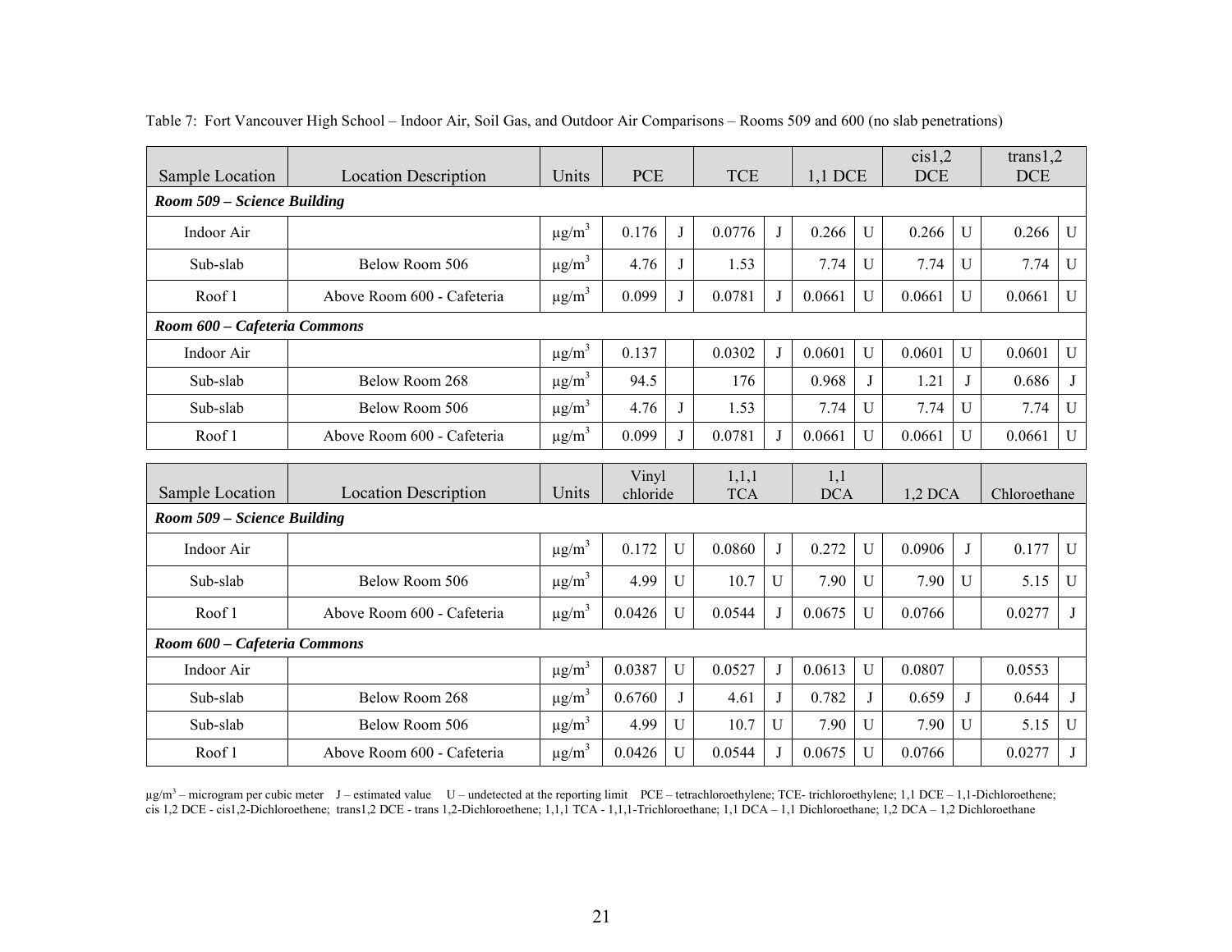Table 7: Fort Vancouver High School – Indoor Air, Soil Gas, and Outdoor Air Comparisons – Rooms 509 and 600 (no slab penetrations)

| Sample Location | Location Description | Units | PCE | | TCE | | 1,1 DCE | | cis1,2 DCE | | trans1,2 DCE | |
|---|---|---|---|---|---|---|---|---|---|---|---|---|
| ***Room 509 – Science Building*** | | | | | | | | | | | | |
| Indoor Air | | μg/m³ | 0.176 | J | 0.0776 | J | 0.266 | U | 0.266 | U | 0.266 | U |
| Sub-slab | Below Room 506 | μg/m³ | 4.76 | J | 1.53 | | 7.74 | U | 7.74 | U | 7.74 | U |
| Roof 1 | Above Room 600 - Cafeteria | μg/m³ | 0.099 | J | 0.0781 | J | 0.0661 | U | 0.0661 | U | 0.0661 | U |
| ***Room 600 – Cafeteria Commons*** | | | | | | | | | | | | |
| Indoor Air | | μg/m³ | 0.137 | | 0.0302 | J | 0.0601 | U | 0.0601 | U | 0.0601 | U |
| Sub-slab | Below Room 268 | μg/m³ | 94.5 | | 176 | | 0.968 | J | 1.21 | J | 0.686 | J |
| Sub-slab | Below Room 506 | μg/m³ | 4.76 | J | 1.53 | | 7.74 | U | 7.74 | U | 7.74 | U |
| Roof 1 | Above Room 600 - Cafeteria | μg/m³ | 0.099 | J | 0.0781 | J | 0.0661 | U | 0.0661 | U | 0.0661 | U |

| Sample Location | Location Description | Units | Vinyl chloride | | 1,1,1 TCA | | 1,1 DCA | | 1,2 DCA | | Chloroethane | |
|---|---|---|---|---|---|---|---|---|---|---|---|---|
| ***Room 509 – Science Building*** | | | | | | | | | | | | |
| Indoor Air | | μg/m³ | 0.172 | U | 0.0860 | J | 0.272 | U | 0.0906 | J | 0.177 | U |
| Sub-slab | Below Room 506 | μg/m³ | 4.99 | U | 10.7 | U | 7.90 | U | 7.90 | U | 5.15 | U |
| Roof 1 | Above Room 600 - Cafeteria | μg/m³ | 0.0426 | U | 0.0544 | J | 0.0675 | U | 0.0766 | | 0.0277 | J |
| ***Room 600 – Cafeteria Commons*** | | | | | | | | | | | | |
| Indoor Air | | μg/m³ | 0.0387 | U | 0.0527 | J | 0.0613 | U | 0.0807 | | 0.0553 | |
| Sub-slab | Below Room 268 | μg/m³ | 0.6760 | J | 4.61 | J | 0.782 | J | 0.659 | J | 0.644 | J |
| Sub-slab | Below Room 506 | μg/m³ | 4.99 | U | 10.7 | U | 7.90 | U | 7.90 | U | 5.15 | U |
| Roof 1 | Above Room 600 - Cafeteria | μg/m³ | 0.0426 | U | 0.0544 | J | 0.0675 | U | 0.0766 | | 0.0277 | J |

μg/m³ – microgram per cubic meter J – estimated value U – undetected at the reporting limit PCE – tetrachloroethylene; TCE- trichloroethylene; 1,1 DCE – 1,1-Dichloroethene; cis 1,2 DCE - cis1,2-Dichloroethene; trans1,2 DCE - trans 1,2-Dichloroethene; 1,1,1 TCA - 1,1,1-Trichloroethane; 1,1 DCA – 1,1 Dichloroethane; 1,2 DCA – 1,2 Dichloroethane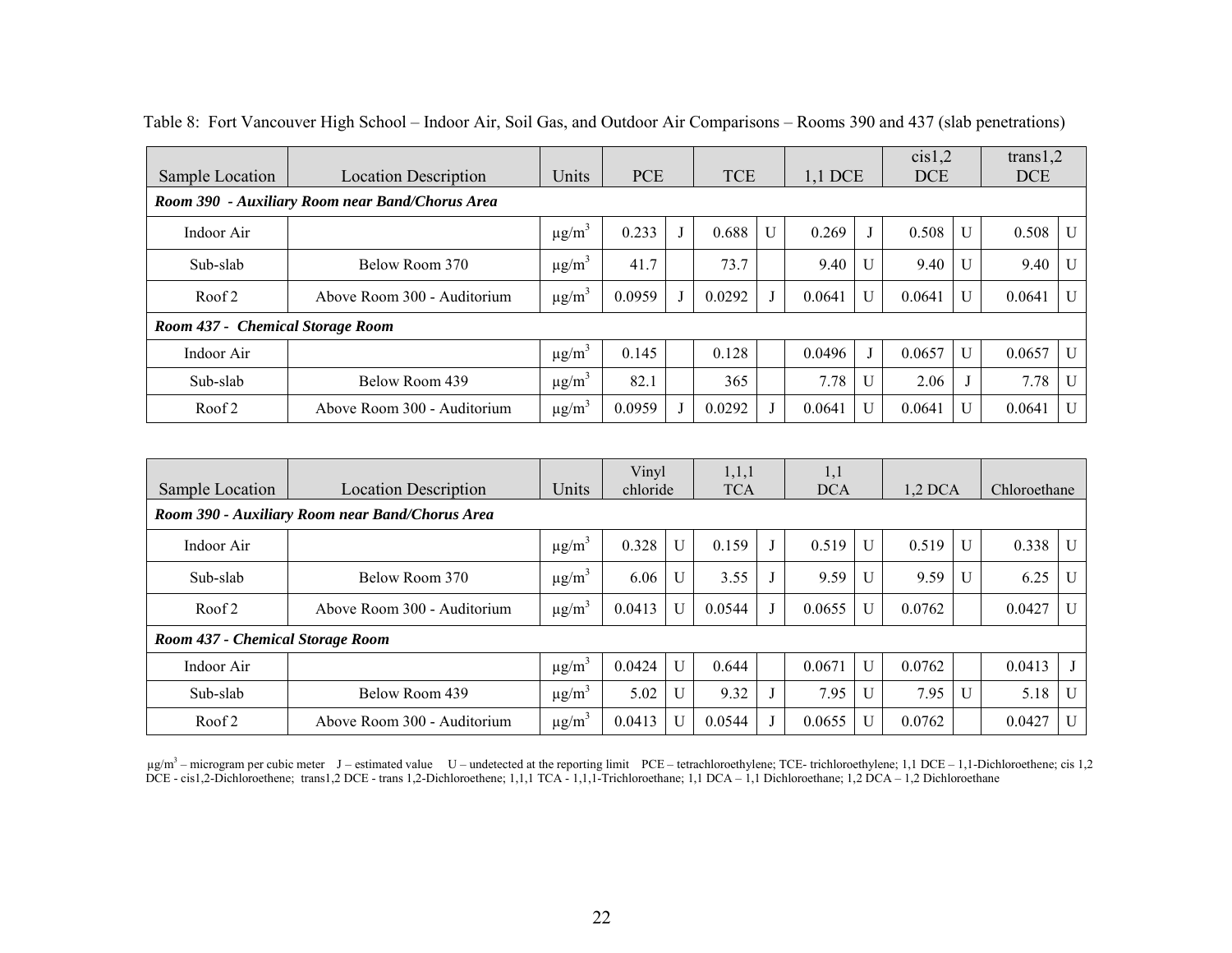Table 8: Fort Vancouver High School – Indoor Air, Soil Gas, and Outdoor Air Comparisons – Rooms 390 and 437 (slab penetrations)

| Sample Location | Location Description | Units | PCE | | TCE | | 1,1 DCE | | cis1,2 DCE | | trans1,2 DCE | |
|---|---|---|---|---|---|---|---|---|---|---|---|---|
| ***Room 390 - Auxiliary Room near Band/Chorus Area*** | | | | | | | | | | | | |
| Indoor Air | | µg/m$^3$ | 0.233 | J | 0.688 | U | 0.269 | J | 0.508 | U | 0.508 | U |
| Sub-slab | Below Room 370 | µg/m$^3$ | 41.7 | | 73.7 | | 9.40 | U | 9.40 | U | 9.40 | U |
| Roof 2 | Above Room 300 - Auditorium | µg/m$^3$ | 0.0959 | J | 0.0292 | J | 0.0641 | U | 0.0641 | U | 0.0641 | U |
| ***Room 437 - Chemical Storage Room*** | | | | | | | | | | | | |
| Indoor Air | | µg/m$^3$ | 0.145 | | 0.128 | | 0.0496 | J | 0.0657 | U | 0.0657 | U |
| Sub-slab | Below Room 439 | µg/m$^3$ | 82.1 | | 365 | | 7.78 | U | 2.06 | J | 7.78 | U |
| Roof 2 | Above Room 300 - Auditorium | µg/m$^3$ | 0.0959 | J | 0.0292 | J | 0.0641 | U | 0.0641 | U | 0.0641 | U |

| Sample Location | Location Description | Units | Vinyl chloride | | 1,1,1 TCA | | 1,1 DCA | | 1,2 DCA | | Chloroethane | |
|---|---|---|---|---|---|---|---|---|---|---|---|---|
| ***Room 390 - Auxiliary Room near Band/Chorus Area*** | | | | | | | | | | | | |
| Indoor Air | | µg/m$^3$ | 0.328 | U | 0.159 | J | 0.519 | U | 0.519 | U | 0.338 | U |
| Sub-slab | Below Room 370 | µg/m$^3$ | 6.06 | U | 3.55 | J | 9.59 | U | 9.59 | U | 6.25 | U |
| Roof 2 | Above Room 300 - Auditorium | µg/m$^3$ | 0.0413 | U | 0.0544 | J | 0.0655 | U | 0.0762 | | 0.0427 | U |
| ***Room 437 - Chemical Storage Room*** | | | | | | | | | | | | |
| Indoor Air | | µg/m$^3$ | 0.0424 | U | 0.644 | | 0.0671 | U | 0.0762 | | 0.0413 | J |
| Sub-slab | Below Room 439 | µg/m$^3$ | 5.02 | U | 9.32 | J | 7.95 | U | 7.95 | U | 5.18 | U |
| Roof 2 | Above Room 300 - Auditorium | µg/m$^3$ | 0.0413 | U | 0.0544 | J | 0.0655 | U | 0.0762 | | 0.0427 | U |

µg/m$^3$ – microgram per cubic meter J – estimated value U – undetected at the reporting limit PCE – tetrachloroethylene; TCE- trichloroethylene; 1,1 DCE – 1,1-Dichloroethene; cis 1,2 DCE - cis1,2-Dichloroethene; trans1,2 DCE - trans 1,2-Dichloroethene; 1,1,1 TCA - 1,1,1-Trichloroethane; 1,1 DCA – 1,1 Dichloroethane; 1,2 DCA – 1,2 Dichloroethane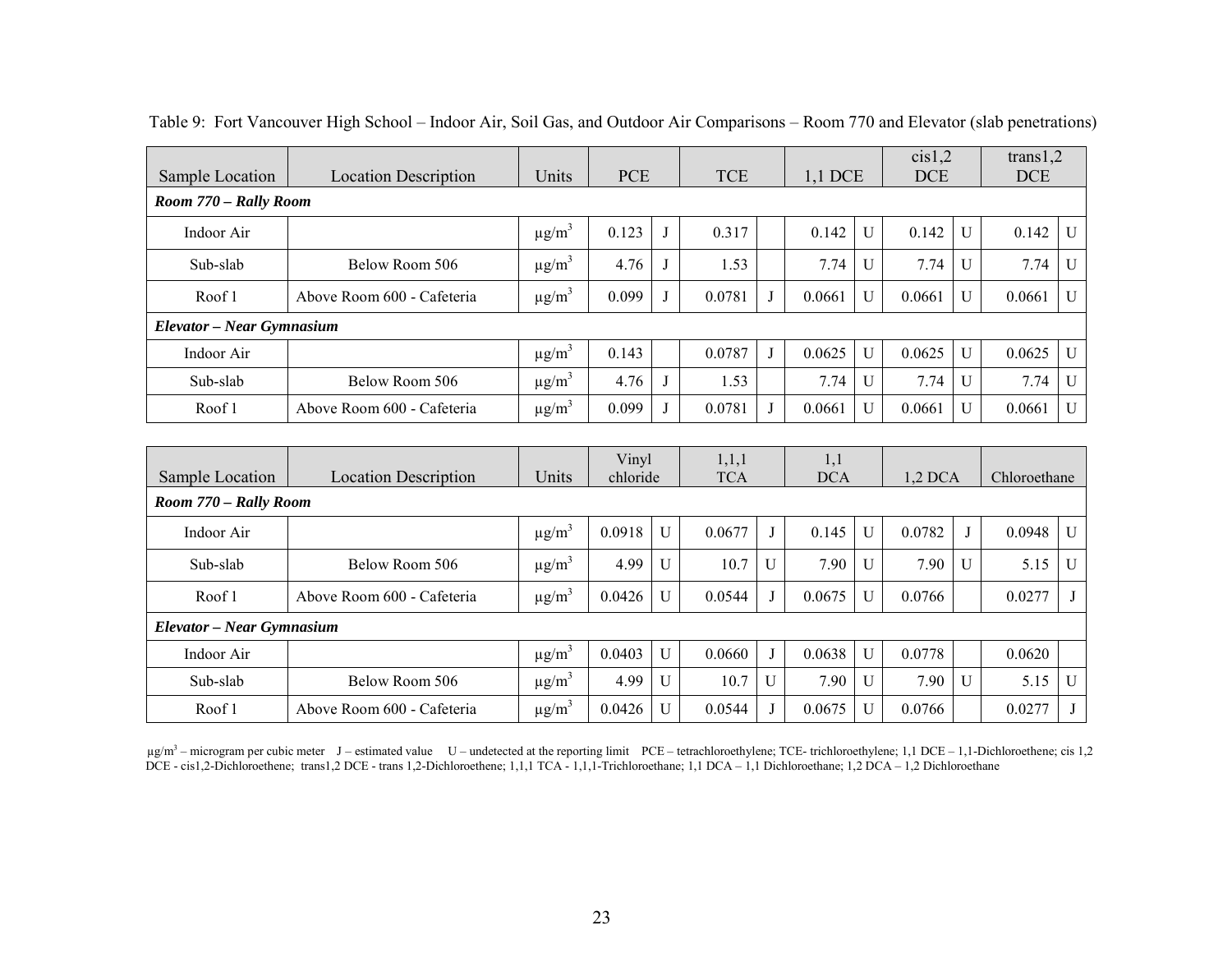Table 9: Fort Vancouver High School – Indoor Air, Soil Gas, and Outdoor Air Comparisons – Room 770 and Elevator (slab penetrations)

| Sample Location | Location Description | Units | PCE | | TCE | | 1,1 DCE | | cis1,2 DCE | | trans1,2 DCE | |
|---|---|---|---|---|---|---|---|---|---|---|---|---|
| ***Room 770 – Rally Room*** | | | | | | | | | | | | |
| Indoor Air | | µg/m$^3$ | 0.123 | J | 0.317 | | 0.142 | U | 0.142 | U | 0.142 | U |
| Sub-slab | Below Room 506 | µg/m$^3$ | 4.76 | J | 1.53 | | 7.74 | U | 7.74 | U | 7.74 | U |
| Roof 1 | Above Room 600 - Cafeteria | µg/m$^3$ | 0.099 | J | 0.0781 | J | 0.0661 | U | 0.0661 | U | 0.0661 | U |
| ***Elevator – Near Gymnasium*** | | | | | | | | | | | | |
| Indoor Air | | µg/m$^3$ | 0.143 | | 0.0787 | J | 0.0625 | U | 0.0625 | U | 0.0625 | U |
| Sub-slab | Below Room 506 | µg/m$^3$ | 4.76 | J | 1.53 | | 7.74 | U | 7.74 | U | 7.74 | U |
| Roof 1 | Above Room 600 - Cafeteria | µg/m$^3$ | 0.099 | J | 0.0781 | J | 0.0661 | U | 0.0661 | U | 0.0661 | U |

| Sample Location | Location Description | Units | Vinyl chloride | | 1,1,1 TCA | | 1,1 DCA | | 1,2 DCA | | Chloroethane | |
|---|---|---|---|---|---|---|---|---|---|---|---|---|
| ***Room 770 – Rally Room*** | | | | | | | | | | | | |
| Indoor Air | | µg/m$^3$ | 0.0918 | U | 0.0677 | J | 0.145 | U | 0.0782 | J | 0.0948 | U |
| Sub-slab | Below Room 506 | µg/m$^3$ | 4.99 | U | 10.7 | U | 7.90 | U | 7.90 | U | 5.15 | U |
| Roof 1 | Above Room 600 - Cafeteria | µg/m$^3$ | 0.0426 | U | 0.0544 | J | 0.0675 | U | 0.0766 | | 0.0277 | J |
| ***Elevator – Near Gymnasium*** | | | | | | | | | | | | |
| Indoor Air | | µg/m$^3$ | 0.0403 | U | 0.0660 | J | 0.0638 | U | 0.0778 | | 0.0620 | |
| Sub-slab | Below Room 506 | µg/m$^3$ | 4.99 | U | 10.7 | U | 7.90 | U | 7.90 | U | 5.15 | U |
| Roof 1 | Above Room 600 - Cafeteria | µg/m$^3$ | 0.0426 | U | 0.0544 | J | 0.0675 | U | 0.0766 | | 0.0277 | J |

µg/m$^3$ – microgram per cubic meter J – estimated value U – undetected at the reporting limit PCE – tetrachloroethylene; TCE- trichloroethylene; 1,1 DCE – 1,1-Dichloroethene; cis 1,2 DCE - cis1,2-Dichloroethene; trans1,2 DCE - trans 1,2-Dichloroethene; 1,1,1 TCA - 1,1,1-Trichloroethane; 1,1 DCA – 1,1 Dichloroethane; 1,2 DCA – 1,2 Dichloroethane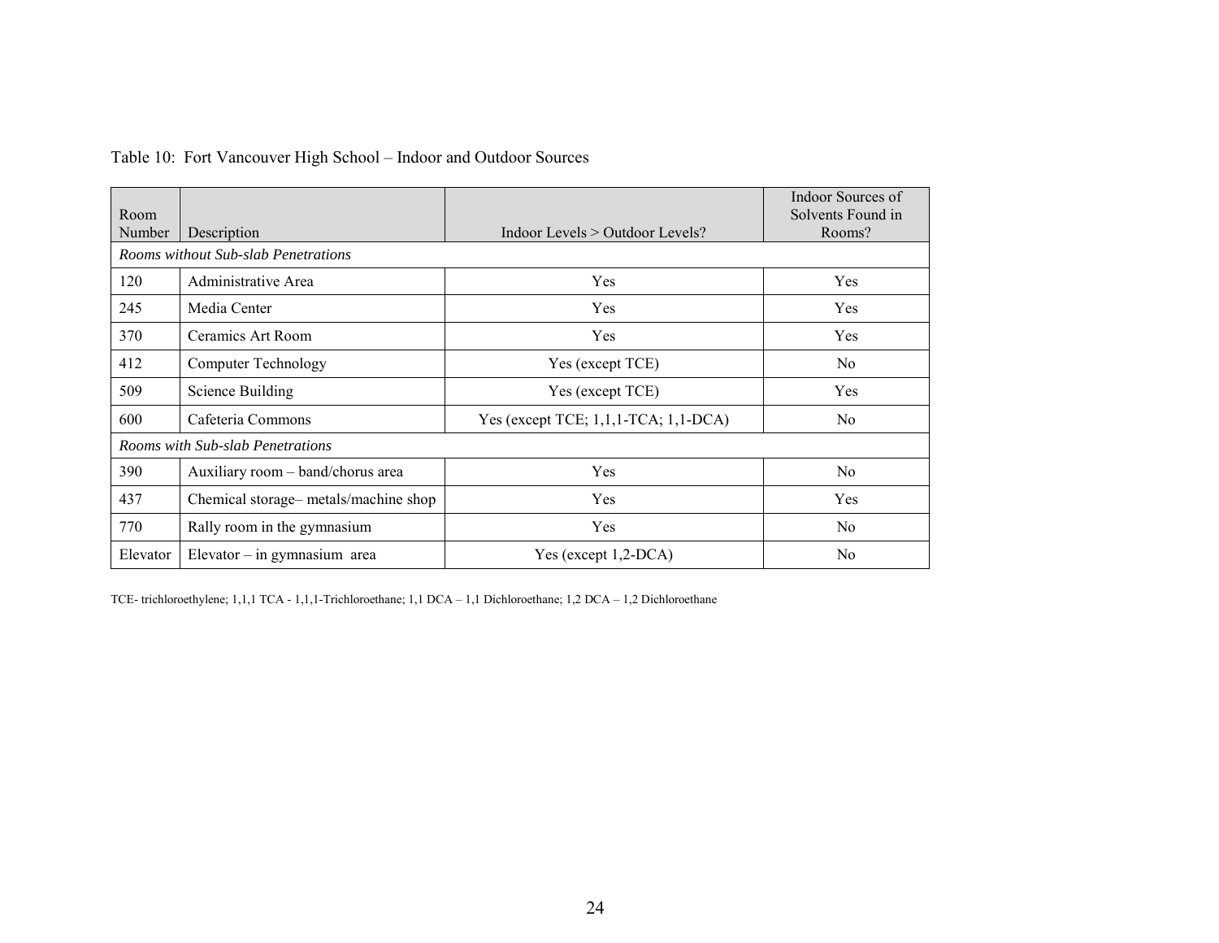Table 10: Fort Vancouver High School – Indoor and Outdoor Sources

| Room Number | Description | Indoor Levels > Outdoor Levels? | Indoor Sources of Solvents Found in Rooms? |
|---|---|---|---|
| *Rooms without Sub-slab Penetrations* | | | |
| 120 | Administrative Area | Yes | Yes |
| 245 | Media Center | Yes | Yes |
| 370 | Ceramics Art Room | Yes | Yes |
| 412 | Computer Technology | Yes (except TCE) | No |
| 509 | Science Building | Yes (except TCE) | Yes |
| 600 | Cafeteria Commons | Yes (except TCE; 1,1,1-TCA; 1,1-DCA) | No |
| *Rooms with Sub-slab Penetrations* | | | |
| 390 | Auxiliary room – band/chorus area | Yes | No |
| 437 | Chemical storage– metals/machine shop | Yes | Yes |
| 770 | Rally room in the gymnasium | Yes | No |
| Elevator | Elevator – in gymnasium area | Yes (except 1,2-DCA) | No |

TCE- trichloroethylene; 1,1,1 TCA - 1,1,1-Trichloroethane; 1,1 DCA – 1,1 Dichloroethane; 1,2 DCA – 1,2 Dichloroethane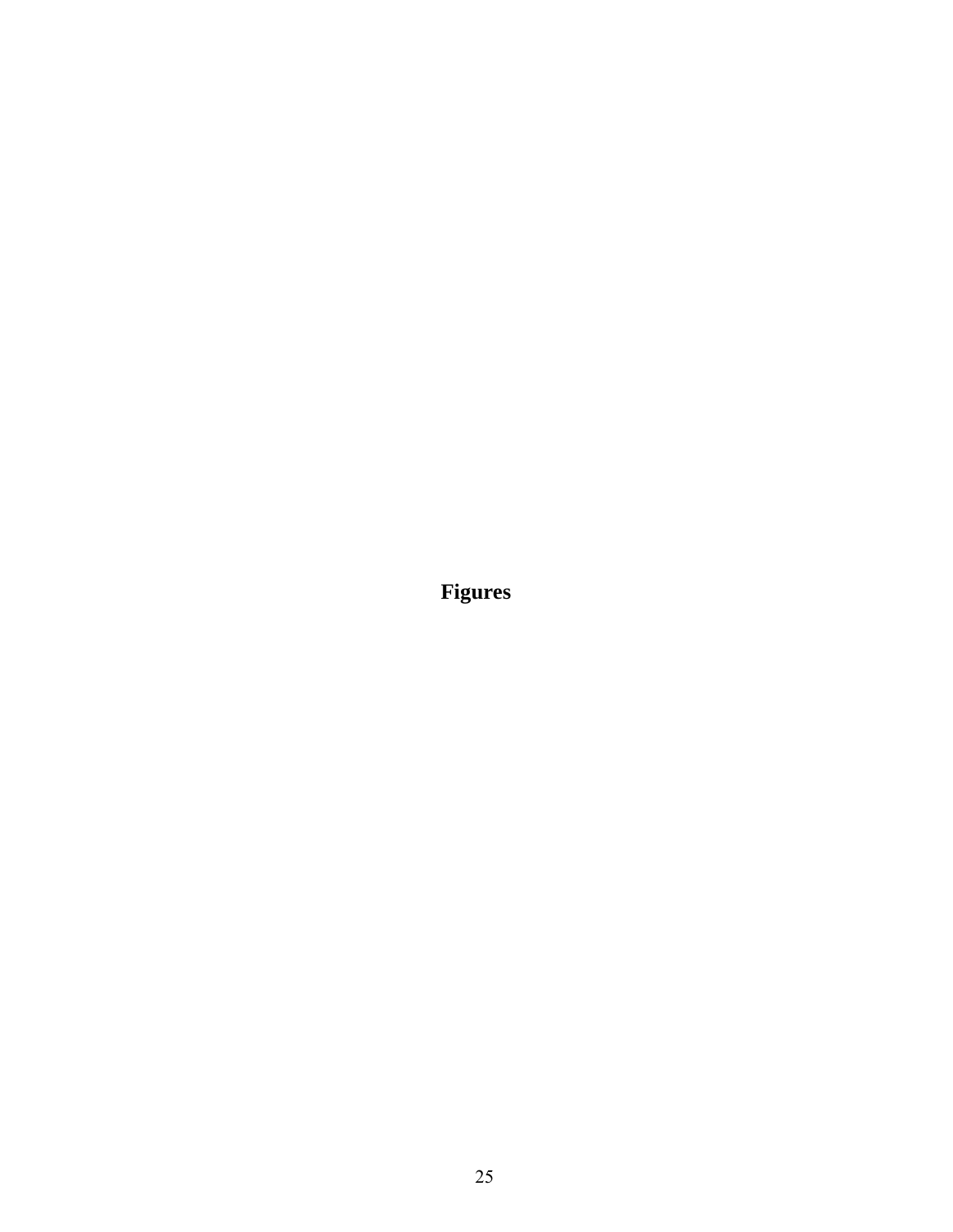# Figures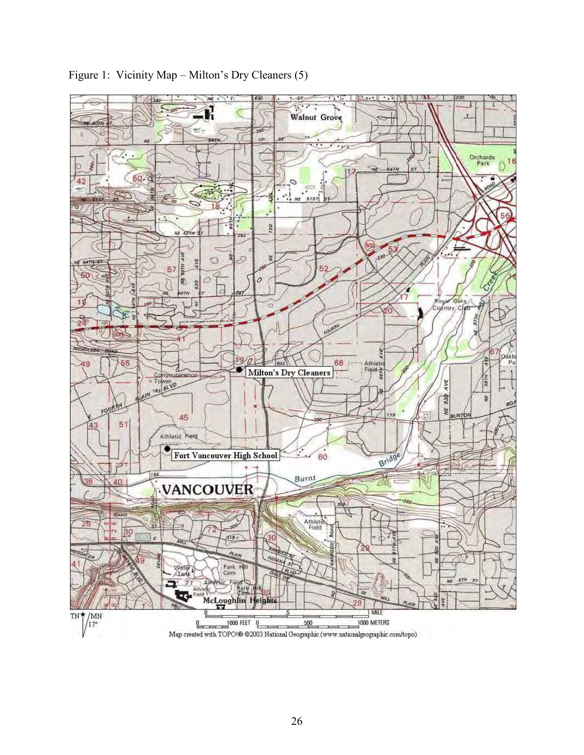Figure 1: Vicinity Map – Milton's Dry Cleaners (5)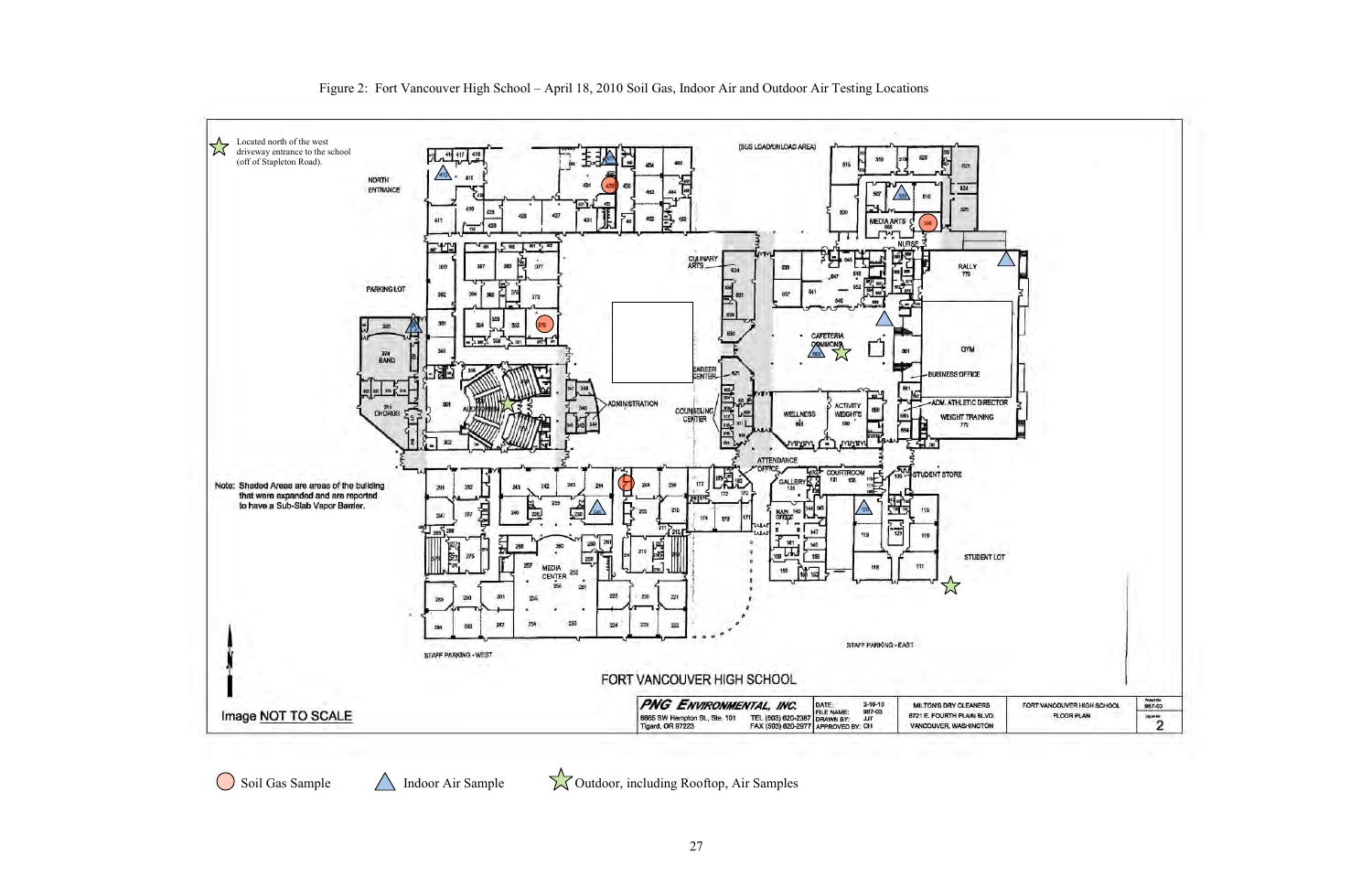Figure 2: Fort Vancouver High School – April 18, 2010 Soil Gas, Indoor Air and Outdoor Air Testing Locations

Located north of the west driveway entrance to the school (off of Stapleton Road).

Note: Shaded Areas are areas of the building that were expanded and are reported to have a Sub-Slab Vapor Barrier.

Image NOT TO SCALE

FORT VANCOUVER HIGH SCHOOL

| PNG ENVIRONMENTAL, INC. 6665 SW Hampton St., Ste. 101 Tigard, OR 97223 TEL (503) 620-2387 FAX (503) 620-2577 | DATE: 3-19-10 FILE NAME: 987-03 DRAWN BY: JJT APPROVED BY: CH | MILTON'S DRY CLEANERS 6721 E. FOURTH PLAIN BLVD. VANCOUVER, WASHINGTON | FORT VANCOUVER HIGH SCHOOL FLOOR PLAN | 987-03 2 |
|---|---|---|---|---|

Soil Gas Sample — Indoor Air Sample — Outdoor, including Rooftop, Air Samples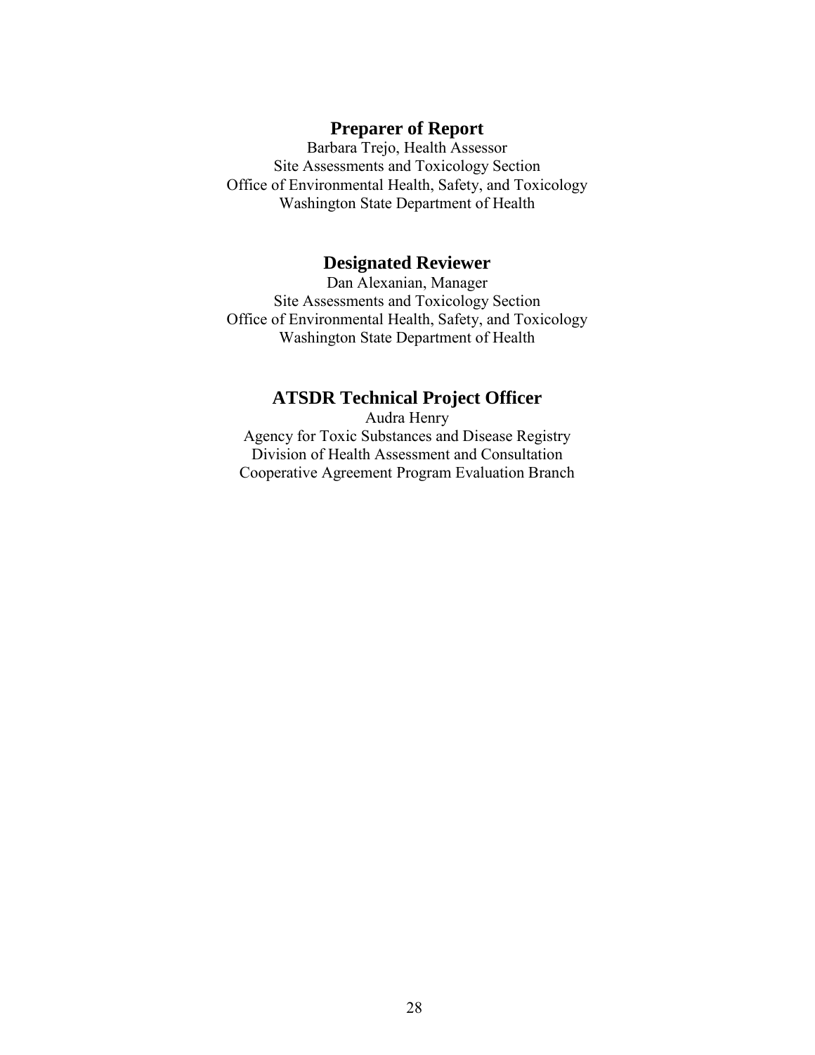## Preparer of Report

Barbara Trejo, Health Assessor
Site Assessments and Toxicology Section
Office of Environmental Health, Safety, and Toxicology
Washington State Department of Health

## Designated Reviewer

Dan Alexanian, Manager
Site Assessments and Toxicology Section
Office of Environmental Health, Safety, and Toxicology
Washington State Department of Health

## ATSDR Technical Project Officer

Audra Henry
Agency for Toxic Substances and Disease Registry
Division of Health Assessment and Consultation
Cooperative Agreement Program Evaluation Branch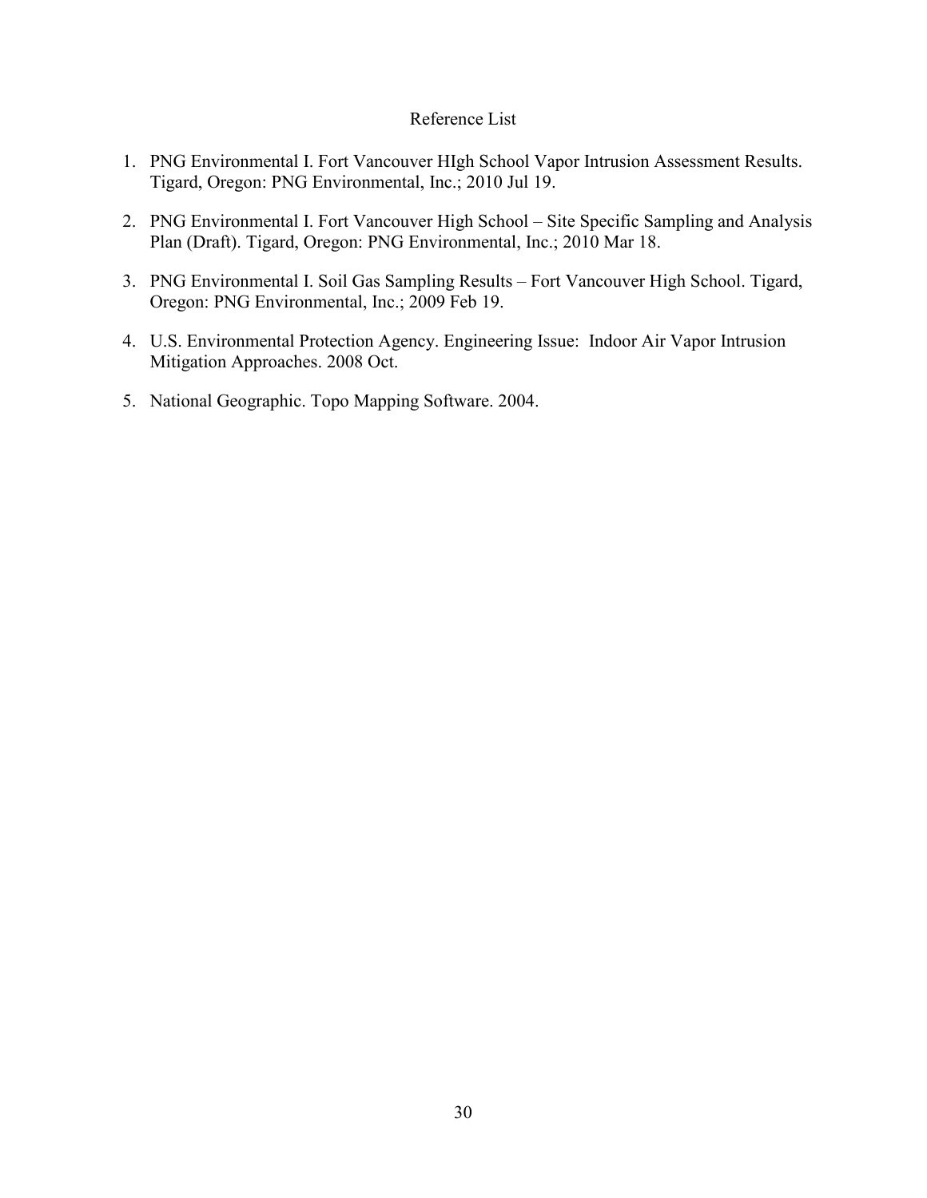## Reference List

1. PNG Environmental I. Fort Vancouver HIgh School Vapor Intrusion Assessment Results. Tigard, Oregon: PNG Environmental, Inc.; 2010 Jul 19.
2. PNG Environmental I. Fort Vancouver High School – Site Specific Sampling and Analysis Plan (Draft). Tigard, Oregon: PNG Environmental, Inc.; 2010 Mar 18.
3. PNG Environmental I. Soil Gas Sampling Results – Fort Vancouver High School. Tigard, Oregon: PNG Environmental, Inc.; 2009 Feb 19.
4. U.S. Environmental Protection Agency. Engineering Issue: Indoor Air Vapor Intrusion Mitigation Approaches. 2008 Oct.
5. National Geographic. Topo Mapping Software. 2004.